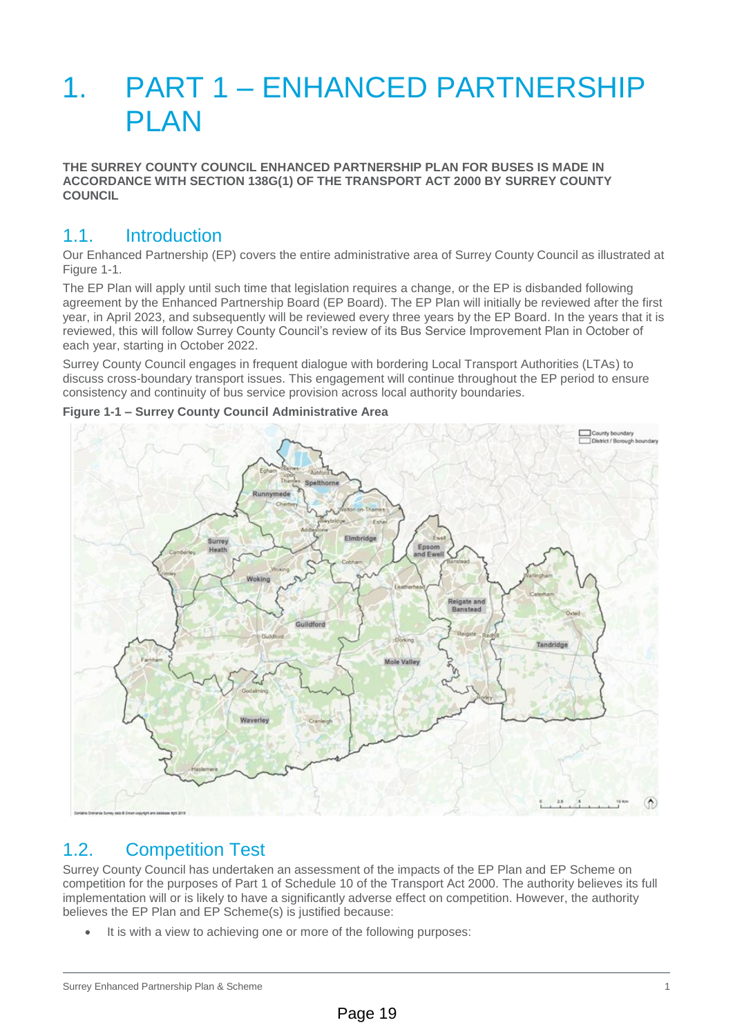# 1. PART 1 – ENHANCED PARTNERSHIP PLAN

**THE SURREY COUNTY COUNCIL ENHANCED PARTNERSHIP PLAN FOR BUSES IS MADE IN ACCORDANCE WITH SECTION 138G(1) OF THE TRANSPORT ACT 2000 BY SURREY COUNTY COUNCIL**

## 1.1. Introduction

Our Enhanced Partnership (EP) covers the entire administrative area of Surrey County Council as illustrated at Figure 1-1.

The EP Plan will apply until such time that legislation requires a change, or the EP is disbanded following agreement by the Enhanced Partnership Board (EP Board). The EP Plan will initially be reviewed after the first year, in April 2023, and subsequently will be reviewed every three years by the EP Board. In the years that it is reviewed, this will follow Surrey County Council's review of its Bus Service Improvement Plan in October of each year, starting in October 2022.

Surrey County Council engages in frequent dialogue with bordering Local Transport Authorities (LTAs) to discuss cross-boundary transport issues. This engagement will continue throughout the EP period to ensure consistency and continuity of bus service provision across local authority boundaries.

**Figure 1-1 – Surrey County Council Administrative Area**

## 1.2. Competition Test

Surrey County Council has undertaken an assessment of the impacts of the EP Plan and EP Scheme on competition for the purposes of Part 1 of Schedule 10 of the Transport Act 2000. The authority believes its full implementation will or is likely to have a significantly adverse effect on competition. However, the authority believes the EP Plan and EP Scheme(s) is justified because:

- It is with a view to achieving one or more of the following purposes: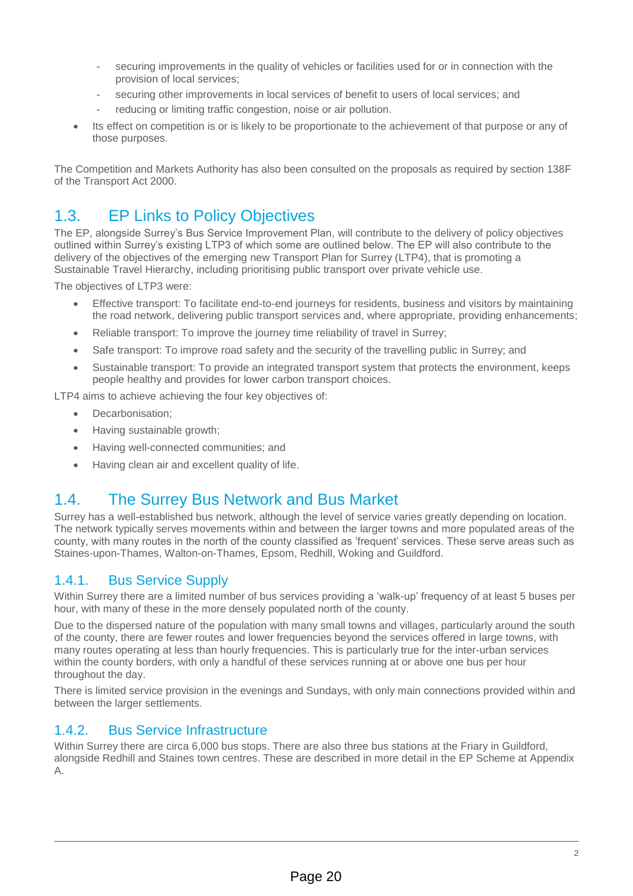- securing improvements in the quality of vehicles or facilities used for or in connection with the provision of local services;
- securing other improvements in local services of benefit to users of local services; and
- reducing or limiting traffic congestion, noise or air pollution.

- Its effect on competition is or is likely to be proportionate to the achievement of that purpose or any of those purposes.

The Competition and Markets Authority has also been consulted on the proposals as required by section 138F of the Transport Act 2000.

## 1.3. EP Links to Policy Objectives

The EP, alongside Surrey's Bus Service Improvement Plan, will contribute to the delivery of policy objectives outlined within Surrey's existing LTP3 of which some are outlined below. The EP will also contribute to the delivery of the objectives of the emerging new Transport Plan for Surrey (LTP4), that is promoting a Sustainable Travel Hierarchy, including prioritising public transport over private vehicle use.

The objectives of LTP3 were:

- Effective transport: To facilitate end-to-end journeys for residents, business and visitors by maintaining the road network, delivering public transport services and, where appropriate, providing enhancements;
- Reliable transport: To improve the journey time reliability of travel in Surrey;
- Safe transport: To improve road safety and the security of the travelling public in Surrey; and
- Sustainable transport: To provide an integrated transport system that protects the environment, keeps people healthy and provides for lower carbon transport choices.

LTP4 aims to achieve achieving the four key objectives of:

- Decarbonisation;
- Having sustainable growth;
- Having well-connected communities; and
- Having clean air and excellent quality of life.

## 1.4. The Surrey Bus Network and Bus Market

Surrey has a well-established bus network, although the level of service varies greatly depending on location. The network typically serves movements within and between the larger towns and more populated areas of the county, with many routes in the north of the county classified as 'frequent' services. These serve areas such as Staines-upon-Thames, Walton-on-Thames, Epsom, Redhill, Woking and Guildford.

### 1.4.1. Bus Service Supply

Within Surrey there are a limited number of bus services providing a 'walk-up' frequency of at least 5 buses per hour, with many of these in the more densely populated north of the county.

Due to the dispersed nature of the population with many small towns and villages, particularly around the south of the county, there are fewer routes and lower frequencies beyond the services offered in large towns, with many routes operating at less than hourly frequencies. This is particularly true for the inter-urban services within the county borders, with only a handful of these services running at or above one bus per hour throughout the day.

There is limited service provision in the evenings and Sundays, with only main connections provided within and between the larger settlements.

### 1.4.2. Bus Service Infrastructure

Within Surrey there are circa 6,000 bus stops. There are also three bus stations at the Friary in Guildford, alongside Redhill and Staines town centres. These are described in more detail in the EP Scheme at Appendix A.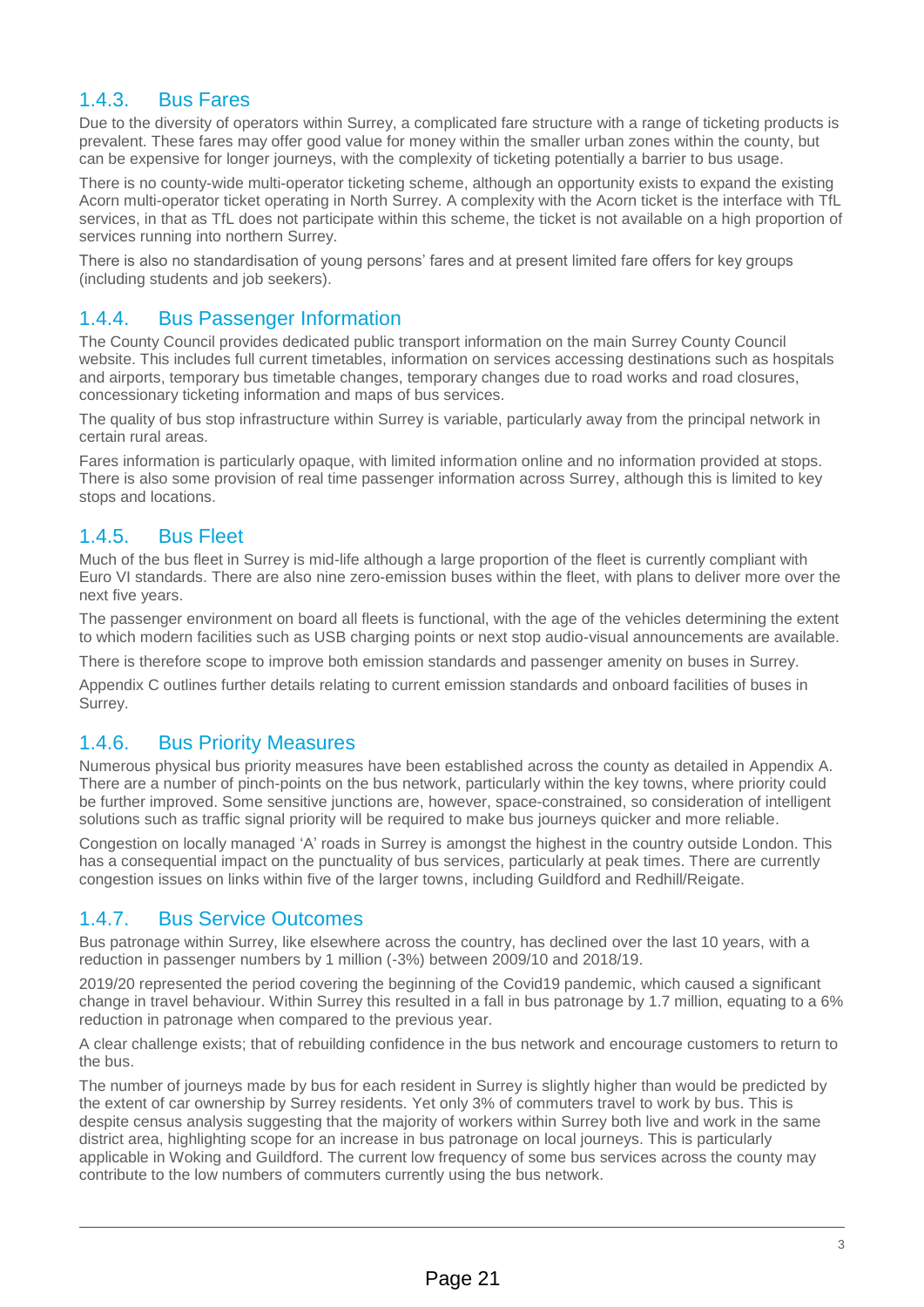### 1.4.3. Bus Fares

Due to the diversity of operators within Surrey, a complicated fare structure with a range of ticketing products is prevalent. These fares may offer good value for money within the smaller urban zones within the county, but can be expensive for longer journeys, with the complexity of ticketing potentially a barrier to bus usage.

There is no county-wide multi-operator ticketing scheme, although an opportunity exists to expand the existing Acorn multi-operator ticket operating in North Surrey. A complexity with the Acorn ticket is the interface with TfL services, in that as TfL does not participate within this scheme, the ticket is not available on a high proportion of services running into northern Surrey.

There is also no standardisation of young persons' fares and at present limited fare offers for key groups (including students and job seekers).

### 1.4.4. Bus Passenger Information

The County Council provides dedicated public transport information on the main Surrey County Council website. This includes full current timetables, information on services accessing destinations such as hospitals and airports, temporary bus timetable changes, temporary changes due to road works and road closures, concessionary ticketing information and maps of bus services.

The quality of bus stop infrastructure within Surrey is variable, particularly away from the principal network in certain rural areas.

Fares information is particularly opaque, with limited information online and no information provided at stops. There is also some provision of real time passenger information across Surrey, although this is limited to key stops and locations.

### 1.4.5. Bus Fleet

Much of the bus fleet in Surrey is mid-life although a large proportion of the fleet is currently compliant with Euro VI standards. There are also nine zero-emission buses within the fleet, with plans to deliver more over the next five years.

The passenger environment on board all fleets is functional, with the age of the vehicles determining the extent to which modern facilities such as USB charging points or next stop audio-visual announcements are available.

There is therefore scope to improve both emission standards and passenger amenity on buses in Surrey.

Appendix C outlines further details relating to current emission standards and onboard facilities of buses in Surrey.

### 1.4.6. Bus Priority Measures

Numerous physical bus priority measures have been established across the county as detailed in Appendix A. There are a number of pinch-points on the bus network, particularly within the key towns, where priority could be further improved. Some sensitive junctions are, however, space-constrained, so consideration of intelligent solutions such as traffic signal priority will be required to make bus journeys quicker and more reliable.

Congestion on locally managed 'A' roads in Surrey is amongst the highest in the country outside London. This has a consequential impact on the punctuality of bus services, particularly at peak times. There are currently congestion issues on links within five of the larger towns, including Guildford and Redhill/Reigate.

### 1.4.7. Bus Service Outcomes

Bus patronage within Surrey, like elsewhere across the country, has declined over the last 10 years, with a reduction in passenger numbers by 1 million (-3%) between 2009/10 and 2018/19.

2019/20 represented the period covering the beginning of the Covid19 pandemic, which caused a significant change in travel behaviour. Within Surrey this resulted in a fall in bus patronage by 1.7 million, equating to a 6% reduction in patronage when compared to the previous year.

A clear challenge exists; that of rebuilding confidence in the bus network and encourage customers to return to the bus.

The number of journeys made by bus for each resident in Surrey is slightly higher than would be predicted by the extent of car ownership by Surrey residents. Yet only 3% of commuters travel to work by bus. This is despite census analysis suggesting that the majority of workers within Surrey both live and work in the same district area, highlighting scope for an increase in bus patronage on local journeys. This is particularly applicable in Woking and Guildford. The current low frequency of some bus services across the county may contribute to the low numbers of commuters currently using the bus network.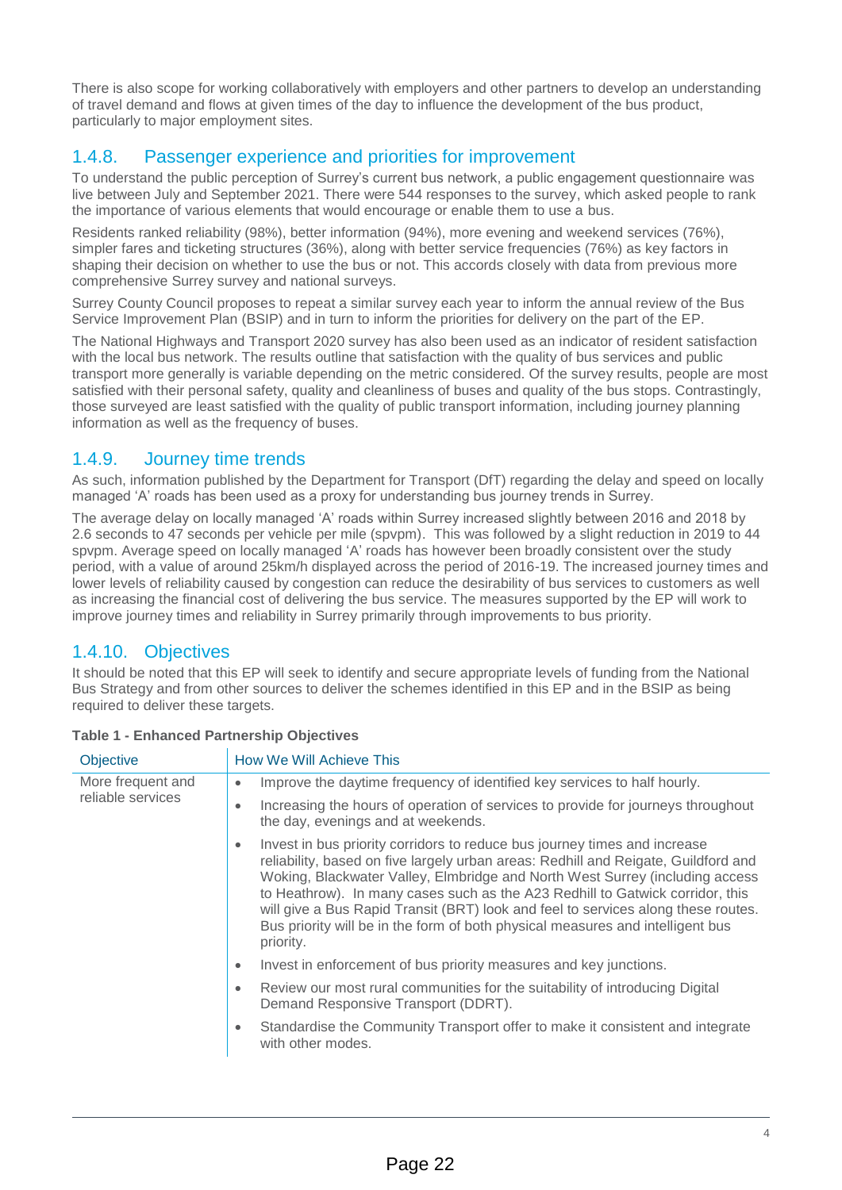There is also scope for working collaboratively with employers and other partners to develop an understanding of travel demand and flows at given times of the day to influence the development of the bus product, particularly to major employment sites.

### 1.4.8. Passenger experience and priorities for improvement

To understand the public perception of Surrey's current bus network, a public engagement questionnaire was live between July and September 2021. There were 544 responses to the survey, which asked people to rank the importance of various elements that would encourage or enable them to use a bus.

Residents ranked reliability (98%), better information (94%), more evening and weekend services (76%), simpler fares and ticketing structures (36%), along with better service frequencies (76%) as key factors in shaping their decision on whether to use the bus or not. This accords closely with data from previous more comprehensive Surrey survey and national surveys.

Surrey County Council proposes to repeat a similar survey each year to inform the annual review of the Bus Service Improvement Plan (BSIP) and in turn to inform the priorities for delivery on the part of the EP.

The National Highways and Transport 2020 survey has also been used as an indicator of resident satisfaction with the local bus network. The results outline that satisfaction with the quality of bus services and public transport more generally is variable depending on the metric considered. Of the survey results, people are most satisfied with their personal safety, quality and cleanliness of buses and quality of the bus stops. Contrastingly, those surveyed are least satisfied with the quality of public transport information, including journey planning information as well as the frequency of buses.

### 1.4.9. Journey time trends

As such, information published by the Department for Transport (DfT) regarding the delay and speed on locally managed 'A' roads has been used as a proxy for understanding bus journey trends in Surrey.

The average delay on locally managed 'A' roads within Surrey increased slightly between 2016 and 2018 by 2.6 seconds to 47 seconds per vehicle per mile (spvpm). This was followed by a slight reduction in 2019 to 44 spvpm. Average speed on locally managed 'A' roads has however been broadly consistent over the study period, with a value of around 25km/h displayed across the period of 2016-19. The increased journey times and lower levels of reliability caused by congestion can reduce the desirability of bus services to customers as well as increasing the financial cost of delivering the bus service. The measures supported by the EP will work to improve journey times and reliability in Surrey primarily through improvements to bus priority.

### 1.4.10. Objectives

It should be noted that this EP will seek to identify and secure appropriate levels of funding from the National Bus Strategy and from other sources to deliver the schemes identified in this EP and in the BSIP as being required to deliver these targets.

**Table 1 - Enhanced Partnership Objectives**

| Objective | How We Will Achieve This |
|---|---|
| More frequent and reliable services | • Improve the daytime frequency of identified key services to half hourly.<br>• Increasing the hours of operation of services to provide for journeys throughout the day, evenings and at weekends.<br>• Invest in bus priority corridors to reduce bus journey times and increase reliability, based on five largely urban areas: Redhill and Reigate, Guildford and Woking, Blackwater Valley, Elmbridge and North West Surrey (including access to Heathrow). In many cases such as the A23 Redhill to Gatwick corridor, this will give a Bus Rapid Transit (BRT) look and feel to services along these routes. Bus priority will be in the form of both physical measures and intelligent bus priority.<br>• Invest in enforcement of bus priority measures and key junctions.<br>• Review our most rural communities for the suitability of introducing Digital Demand Responsive Transport (DDRT).<br>• Standardise the Community Transport offer to make it consistent and integrate with other modes. |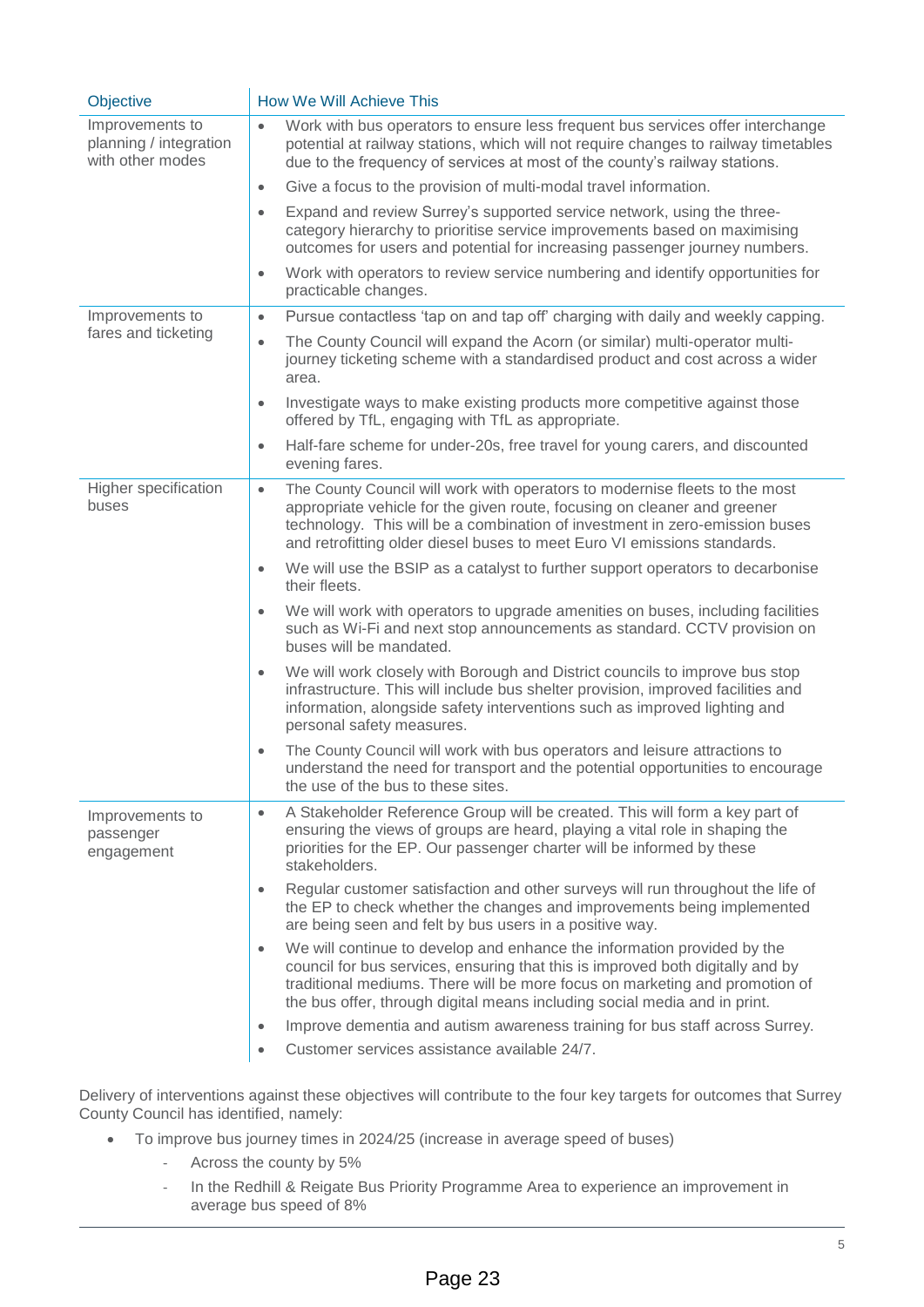| Objective | How We Will Achieve This |
|---|---|
| Improvements to planning / integration with other modes | • Work with bus operators to ensure less frequent bus services offer interchange potential at railway stations, which will not require changes to railway timetables due to the frequency of services at most of the county's railway stations.<br>• Give a focus to the provision of multi-modal travel information.<br>• Expand and review Surrey's supported service network, using the three-category hierarchy to prioritise service improvements based on maximising outcomes for users and potential for increasing passenger journey numbers.<br>• Work with operators to review service numbering and identify opportunities for practicable changes. |
| Improvements to fares and ticketing | • Pursue contactless 'tap on and tap off' charging with daily and weekly capping.<br>• The County Council will expand the Acorn (or similar) multi-operator multi-journey ticketing scheme with a standardised product and cost across a wider area.<br>• Investigate ways to make existing products more competitive against those offered by TfL, engaging with TfL as appropriate.<br>• Half-fare scheme for under-20s, free travel for young carers, and discounted evening fares. |
| Higher specification buses | • The County Council will work with operators to modernise fleets to the most appropriate vehicle for the given route, focusing on cleaner and greener technology. This will be a combination of investment in zero-emission buses and retrofitting older diesel buses to meet Euro VI emissions standards.<br>• We will use the BSIP as a catalyst to further support operators to decarbonise their fleets.<br>• We will work with operators to upgrade amenities on buses, including facilities such as Wi-Fi and next stop announcements as standard. CCTV provision on buses will be mandated.<br>• We will work closely with Borough and District councils to improve bus stop infrastructure. This will include bus shelter provision, improved facilities and information, alongside safety interventions such as improved lighting and personal safety measures.<br>• The County Council will work with bus operators and leisure attractions to understand the need for transport and the potential opportunities to encourage the use of the bus to these sites. |
| Improvements to passenger engagement | • A Stakeholder Reference Group will be created. This will form a key part of ensuring the views of groups are heard, playing a vital role in shaping the priorities for the EP. Our passenger charter will be informed by these stakeholders.<br>• Regular customer satisfaction and other surveys will run throughout the life of the EP to check whether the changes and improvements being implemented are being seen and felt by bus users in a positive way.<br>• We will continue to develop and enhance the information provided by the council for bus services, ensuring that this is improved both digitally and by traditional mediums. There will be more focus on marketing and promotion of the bus offer, through digital means including social media and in print.<br>• Improve dementia and autism awareness training for bus staff across Surrey.<br>• Customer services assistance available 24/7. |

Delivery of interventions against these objectives will contribute to the four key targets for outcomes that Surrey County Council has identified, namely:

- To improve bus journey times in 2024/25 (increase in average speed of buses)
  - Across the county by 5%
  - In the Redhill & Reigate Bus Priority Programme Area to experience an improvement in average bus speed of 8%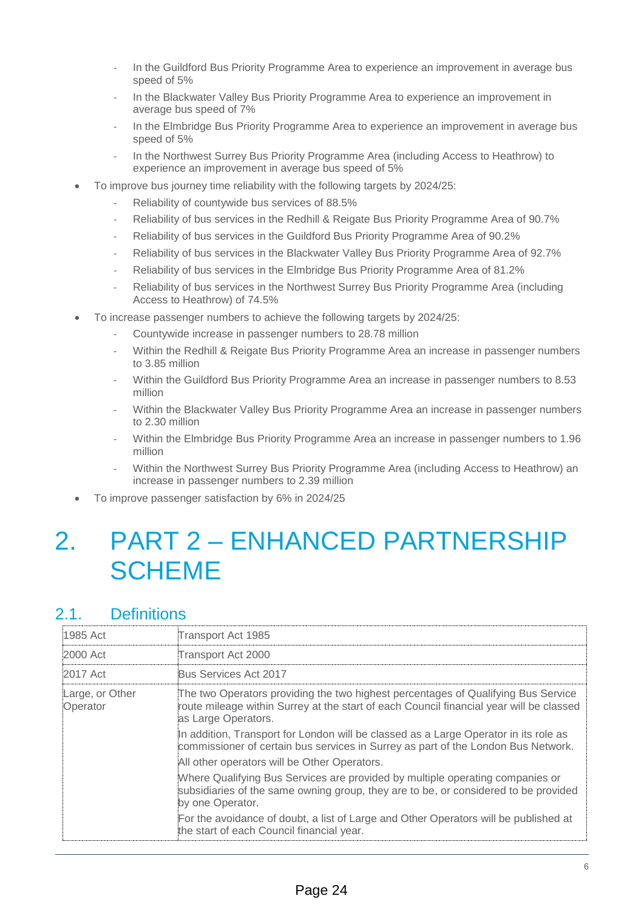- In the Guildford Bus Priority Programme Area to experience an improvement in average bus speed of 5%
  - In the Blackwater Valley Bus Priority Programme Area to experience an improvement in average bus speed of 7%
  - In the Elmbridge Bus Priority Programme Area to experience an improvement in average bus speed of 5%
  - In the Northwest Surrey Bus Priority Programme Area (including Access to Heathrow) to experience an improvement in average bus speed of 5%
- To improve bus journey time reliability with the following targets by 2024/25:
  - Reliability of countywide bus services of 88.5%
  - Reliability of bus services in the Redhill & Reigate Bus Priority Programme Area of 90.7%
  - Reliability of bus services in the Guildford Bus Priority Programme Area of 90.2%
  - Reliability of bus services in the Blackwater Valley Bus Priority Programme Area of 92.7%
  - Reliability of bus services in the Elmbridge Bus Priority Programme Area of 81.2%
  - Reliability of bus services in the Northwest Surrey Bus Priority Programme Area (including Access to Heathrow) of 74.5%
- To increase passenger numbers to achieve the following targets by 2024/25:
  - Countywide increase in passenger numbers to 28.78 million
  - Within the Redhill & Reigate Bus Priority Programme Area an increase in passenger numbers to 3.85 million
  - Within the Guildford Bus Priority Programme Area an increase in passenger numbers to 8.53 million
  - Within the Blackwater Valley Bus Priority Programme Area an increase in passenger numbers to 2.30 million
  - Within the Elmbridge Bus Priority Programme Area an increase in passenger numbers to 1.96 million
  - Within the Northwest Surrey Bus Priority Programme Area (including Access to Heathrow) an increase in passenger numbers to 2.39 million
- To improve passenger satisfaction by 6% in 2024/25

# 2. PART 2 – ENHANCED PARTNERSHIP SCHEME

## 2.1. Definitions

| | |
|---|---|
| 1985 Act | Transport Act 1985 |
| 2000 Act | Transport Act 2000 |
| 2017 Act | Bus Services Act 2017 |
| Large, or Other Operator | The two Operators providing the two highest percentages of Qualifying Bus Service route mileage within Surrey at the start of each Council financial year will be classed as Large Operators.<br><br>In addition, Transport for London will be classed as a Large Operator in its role as commissioner of certain bus services in Surrey as part of the London Bus Network.<br><br>All other operators will be Other Operators.<br><br>Where Qualifying Bus Services are provided by multiple operating companies or subsidiaries of the same owning group, they are to be, or considered to be provided by one Operator.<br><br>For the avoidance of doubt, a list of Large and Other Operators will be published at the start of each Council financial year. |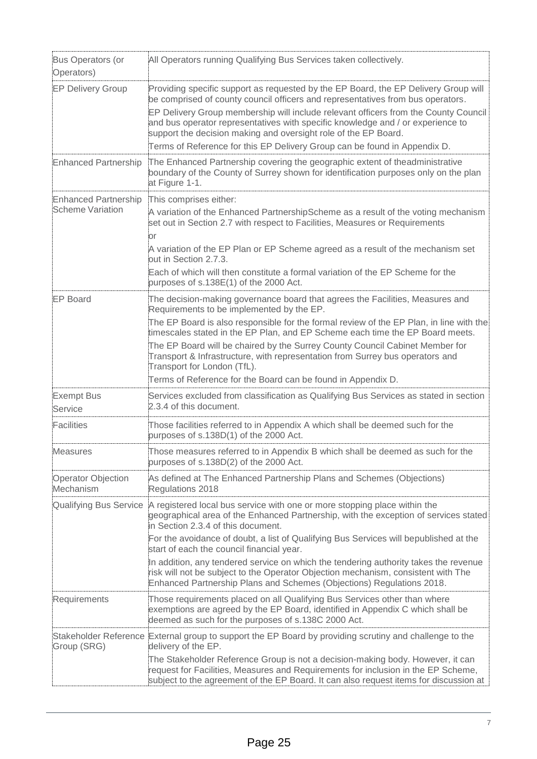| | |
|---|---|
| Bus Operators (or Operators) | All Operators running Qualifying Bus Services taken collectively. |
| EP Delivery Group | Providing specific support as requested by the EP Board, the EP Delivery Group will be comprised of county council officers and representatives from bus operators.<br>EP Delivery Group membership will include relevant officers from the County Council and bus operator representatives with specific knowledge and / or experience to support the decision making and oversight role of the EP Board.<br>Terms of Reference for this EP Delivery Group can be found in Appendix D. |
| Enhanced Partnership | The Enhanced Partnership covering the geographic extent of theadministrative boundary of the County of Surrey shown for identification purposes only on the plan at Figure 1-1. |
| Enhanced Partnership Scheme Variation | This comprises either:<br>A variation of the Enhanced PartnershipScheme as a result of the voting mechanism set out in Section 2.7 with respect to Facilities, Measures or Requirements<br>or<br>A variation of the EP Plan or EP Scheme agreed as a result of the mechanism set out in Section 2.7.3.<br>Each of which will then constitute a formal variation of the EP Scheme for the purposes of s.138E(1) of the 2000 Act. |
| EP Board | The decision-making governance board that agrees the Facilities, Measures and Requirements to be implemented by the EP.<br>The EP Board is also responsible for the formal review of the EP Plan, in line with the timescales stated in the EP Plan, and EP Scheme each time the EP Board meets.<br>The EP Board will be chaired by the Surrey County Council Cabinet Member for Transport & Infrastructure, with representation from Surrey bus operators and Transport for London (TfL).<br>Terms of Reference for the Board can be found in Appendix D. |
| Exempt Bus Service | Services excluded from classification as Qualifying Bus Services as stated in section 2.3.4 of this document. |
| Facilities | Those facilities referred to in Appendix A which shall be deemed such for the purposes of s.138D(1) of the 2000 Act. |
| Measures | Those measures referred to in Appendix B which shall be deemed as such for the purposes of s.138D(2) of the 2000 Act. |
| Operator Objection Mechanism | As defined at The Enhanced Partnership Plans and Schemes (Objections) Regulations 2018 |
| Qualifying Bus Service | A registered local bus service with one or more stopping place within the geographical area of the Enhanced Partnership, with the exception of services stated in Section 2.3.4 of this document.<br>For the avoidance of doubt, a list of Qualifying Bus Services will bepublished at the start of each the council financial year.<br>In addition, any tendered service on which the tendering authority takes the revenue risk will not be subject to the Operator Objection mechanism, consistent with The Enhanced Partnership Plans and Schemes (Objections) Regulations 2018. |
| Requirements | Those requirements placed on all Qualifying Bus Services other than where exemptions are agreed by the EP Board, identified in Appendix C which shall be deemed as such for the purposes of s.138C 2000 Act. |
| Stakeholder Reference Group (SRG) | External group to support the EP Board by providing scrutiny and challenge to the delivery of the EP.<br>The Stakeholder Reference Group is not a decision-making body. However, it can request for Facilities, Measures and Requirements for inclusion in the EP Scheme, subject to the agreement of the EP Board. It can also request items for discussion at |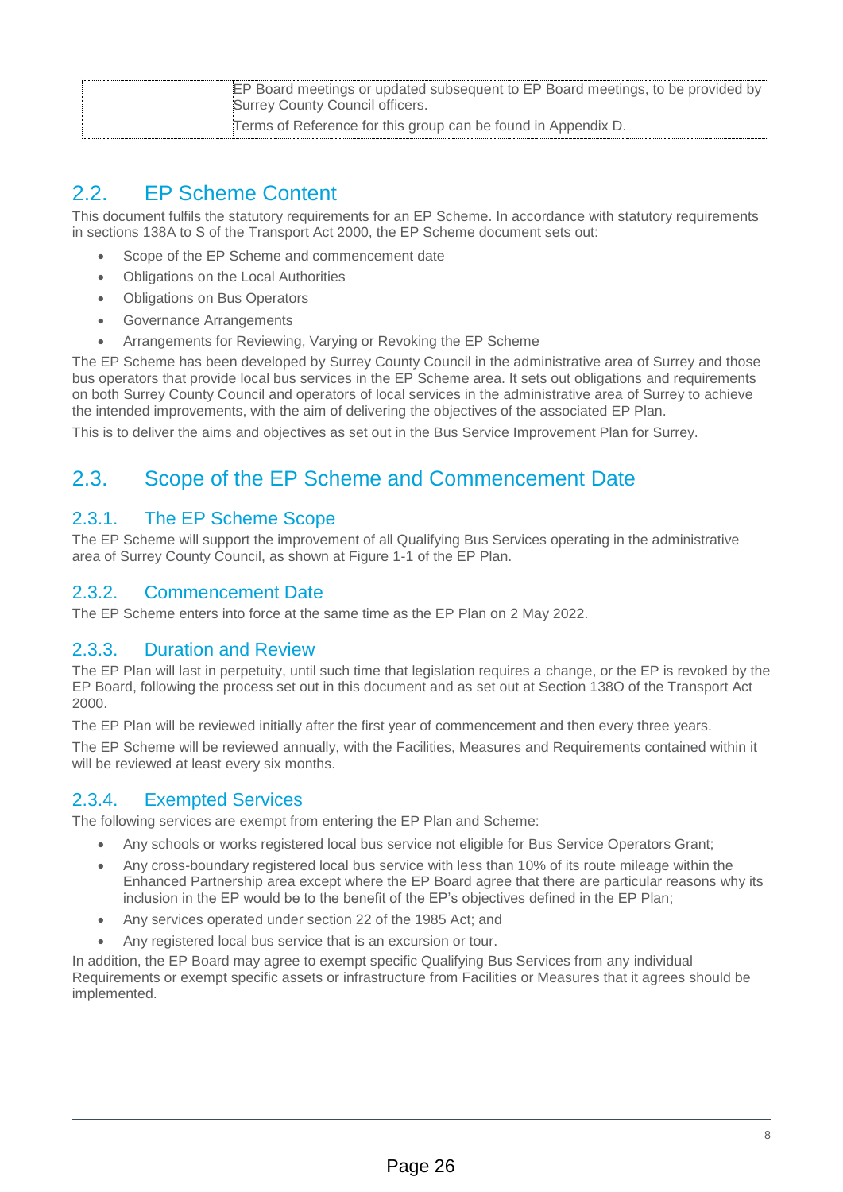| | EP Board meetings or updated subsequent to EP Board meetings, to be provided by Surrey County Council officers.<br>Terms of Reference for this group can be found in Appendix D. |
|---|---|

## 2.2. EP Scheme Content

This document fulfils the statutory requirements for an EP Scheme. In accordance with statutory requirements in sections 138A to S of the Transport Act 2000, the EP Scheme document sets out:

- Scope of the EP Scheme and commencement date
- Obligations on the Local Authorities
- Obligations on Bus Operators
- Governance Arrangements
- Arrangements for Reviewing, Varying or Revoking the EP Scheme

The EP Scheme has been developed by Surrey County Council in the administrative area of Surrey and those bus operators that provide local bus services in the EP Scheme area. It sets out obligations and requirements on both Surrey County Council and operators of local services in the administrative area of Surrey to achieve the intended improvements, with the aim of delivering the objectives of the associated EP Plan.

This is to deliver the aims and objectives as set out in the Bus Service Improvement Plan for Surrey.

## 2.3. Scope of the EP Scheme and Commencement Date

### 2.3.1. The EP Scheme Scope

The EP Scheme will support the improvement of all Qualifying Bus Services operating in the administrative area of Surrey County Council, as shown at Figure 1-1 of the EP Plan.

### 2.3.2. Commencement Date

The EP Scheme enters into force at the same time as the EP Plan on 2 May 2022.

### 2.3.3. Duration and Review

The EP Plan will last in perpetuity, until such time that legislation requires a change, or the EP is revoked by the EP Board, following the process set out in this document and as set out at Section 138O of the Transport Act 2000.

The EP Plan will be reviewed initially after the first year of commencement and then every three years.

The EP Scheme will be reviewed annually, with the Facilities, Measures and Requirements contained within it will be reviewed at least every six months.

### 2.3.4. Exempted Services

The following services are exempt from entering the EP Plan and Scheme:

- Any schools or works registered local bus service not eligible for Bus Service Operators Grant;
- Any cross-boundary registered local bus service with less than 10% of its route mileage within the Enhanced Partnership area except where the EP Board agree that there are particular reasons why its inclusion in the EP would be to the benefit of the EP's objectives defined in the EP Plan;
- Any services operated under section 22 of the 1985 Act; and
- Any registered local bus service that is an excursion or tour.

In addition, the EP Board may agree to exempt specific Qualifying Bus Services from any individual Requirements or exempt specific assets or infrastructure from Facilities or Measures that it agrees should be implemented.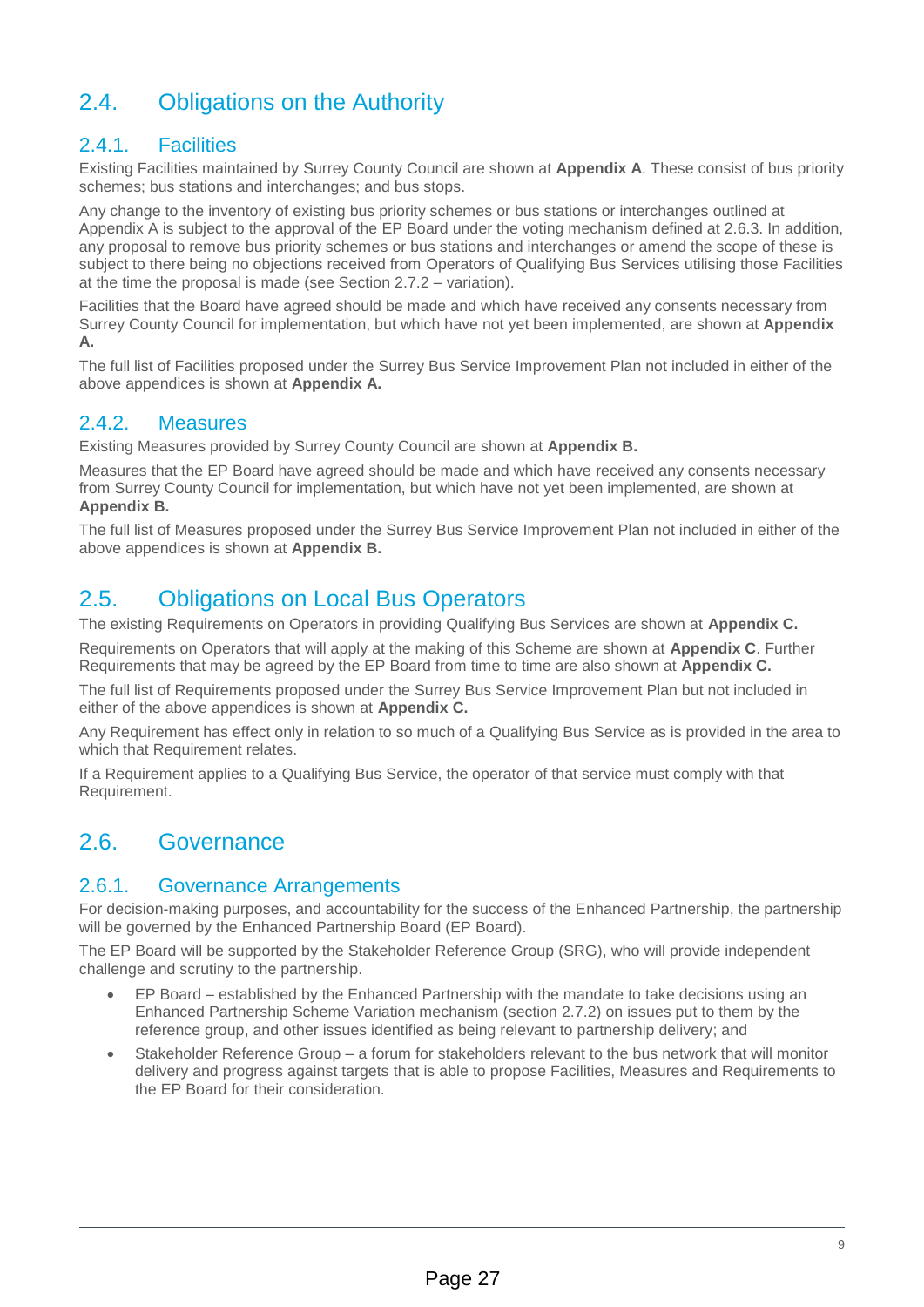## 2.4. Obligations on the Authority

### 2.4.1. Facilities

Existing Facilities maintained by Surrey County Council are shown at **Appendix A**. These consist of bus priority schemes; bus stations and interchanges; and bus stops.

Any change to the inventory of existing bus priority schemes or bus stations or interchanges outlined at Appendix A is subject to the approval of the EP Board under the voting mechanism defined at 2.6.3. In addition, any proposal to remove bus priority schemes or bus stations and interchanges or amend the scope of these is subject to there being no objections received from Operators of Qualifying Bus Services utilising those Facilities at the time the proposal is made (see Section 2.7.2 – variation).

Facilities that the Board have agreed should be made and which have received any consents necessary from Surrey County Council for implementation, but which have not yet been implemented, are shown at **Appendix A.**

The full list of Facilities proposed under the Surrey Bus Service Improvement Plan not included in either of the above appendices is shown at **Appendix A.**

### 2.4.2. Measures

Existing Measures provided by Surrey County Council are shown at **Appendix B.**

Measures that the EP Board have agreed should be made and which have received any consents necessary from Surrey County Council for implementation, but which have not yet been implemented, are shown at **Appendix B.**

The full list of Measures proposed under the Surrey Bus Service Improvement Plan not included in either of the above appendices is shown at **Appendix B.**

## 2.5. Obligations on Local Bus Operators

The existing Requirements on Operators in providing Qualifying Bus Services are shown at **Appendix C.**

Requirements on Operators that will apply at the making of this Scheme are shown at **Appendix C**. Further Requirements that may be agreed by the EP Board from time to time are also shown at **Appendix C.**

The full list of Requirements proposed under the Surrey Bus Service Improvement Plan but not included in either of the above appendices is shown at **Appendix C.**

Any Requirement has effect only in relation to so much of a Qualifying Bus Service as is provided in the area to which that Requirement relates.

If a Requirement applies to a Qualifying Bus Service, the operator of that service must comply with that Requirement.

## 2.6. Governance

### 2.6.1. Governance Arrangements

For decision-making purposes, and accountability for the success of the Enhanced Partnership, the partnership will be governed by the Enhanced Partnership Board (EP Board).

The EP Board will be supported by the Stakeholder Reference Group (SRG), who will provide independent challenge and scrutiny to the partnership.

- EP Board – established by the Enhanced Partnership with the mandate to take decisions using an Enhanced Partnership Scheme Variation mechanism (section 2.7.2) on issues put to them by the reference group, and other issues identified as being relevant to partnership delivery; and
- Stakeholder Reference Group – a forum for stakeholders relevant to the bus network that will monitor delivery and progress against targets that is able to propose Facilities, Measures and Requirements to the EP Board for their consideration.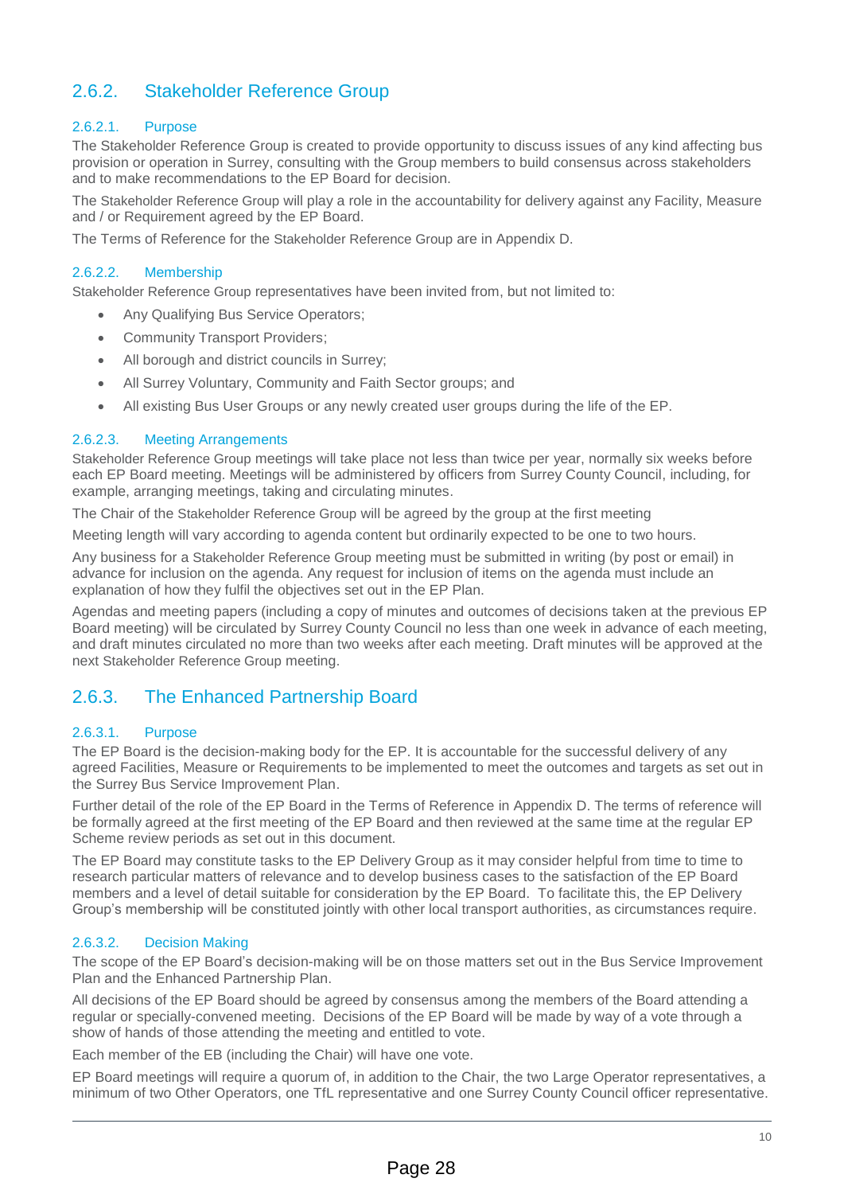## 2.6.2. Stakeholder Reference Group

### 2.6.2.1. Purpose

The Stakeholder Reference Group is created to provide opportunity to discuss issues of any kind affecting bus provision or operation in Surrey, consulting with the Group members to build consensus across stakeholders and to make recommendations to the EP Board for decision.

The Stakeholder Reference Group will play a role in the accountability for delivery against any Facility, Measure and / or Requirement agreed by the EP Board.

The Terms of Reference for the Stakeholder Reference Group are in Appendix D.

### 2.6.2.2. Membership

Stakeholder Reference Group representatives have been invited from, but not limited to:

- Any Qualifying Bus Service Operators;
- Community Transport Providers;
- All borough and district councils in Surrey;
- All Surrey Voluntary, Community and Faith Sector groups; and
- All existing Bus User Groups or any newly created user groups during the life of the EP.

### 2.6.2.3. Meeting Arrangements

Stakeholder Reference Group meetings will take place not less than twice per year, normally six weeks before each EP Board meeting. Meetings will be administered by officers from Surrey County Council, including, for example, arranging meetings, taking and circulating minutes.

The Chair of the Stakeholder Reference Group will be agreed by the group at the first meeting

Meeting length will vary according to agenda content but ordinarily expected to be one to two hours.

Any business for a Stakeholder Reference Group meeting must be submitted in writing (by post or email) in advance for inclusion on the agenda. Any request for inclusion of items on the agenda must include an explanation of how they fulfil the objectives set out in the EP Plan.

Agendas and meeting papers (including a copy of minutes and outcomes of decisions taken at the previous EP Board meeting) will be circulated by Surrey County Council no less than one week in advance of each meeting, and draft minutes circulated no more than two weeks after each meeting. Draft minutes will be approved at the next Stakeholder Reference Group meeting.

## 2.6.3. The Enhanced Partnership Board

### 2.6.3.1. Purpose

The EP Board is the decision-making body for the EP. It is accountable for the successful delivery of any agreed Facilities, Measure or Requirements to be implemented to meet the outcomes and targets as set out in the Surrey Bus Service Improvement Plan.

Further detail of the role of the EP Board in the Terms of Reference in Appendix D. The terms of reference will be formally agreed at the first meeting of the EP Board and then reviewed at the same time at the regular EP Scheme review periods as set out in this document.

The EP Board may constitute tasks to the EP Delivery Group as it may consider helpful from time to time to research particular matters of relevance and to develop business cases to the satisfaction of the EP Board members and a level of detail suitable for consideration by the EP Board. To facilitate this, the EP Delivery Group's membership will be constituted jointly with other local transport authorities, as circumstances require.

### 2.6.3.2. Decision Making

The scope of the EP Board's decision-making will be on those matters set out in the Bus Service Improvement Plan and the Enhanced Partnership Plan.

All decisions of the EP Board should be agreed by consensus among the members of the Board attending a regular or specially-convened meeting. Decisions of the EP Board will be made by way of a vote through a show of hands of those attending the meeting and entitled to vote.

Each member of the EB (including the Chair) will have one vote.

EP Board meetings will require a quorum of, in addition to the Chair, the two Large Operator representatives, a minimum of two Other Operators, one TfL representative and one Surrey County Council officer representative.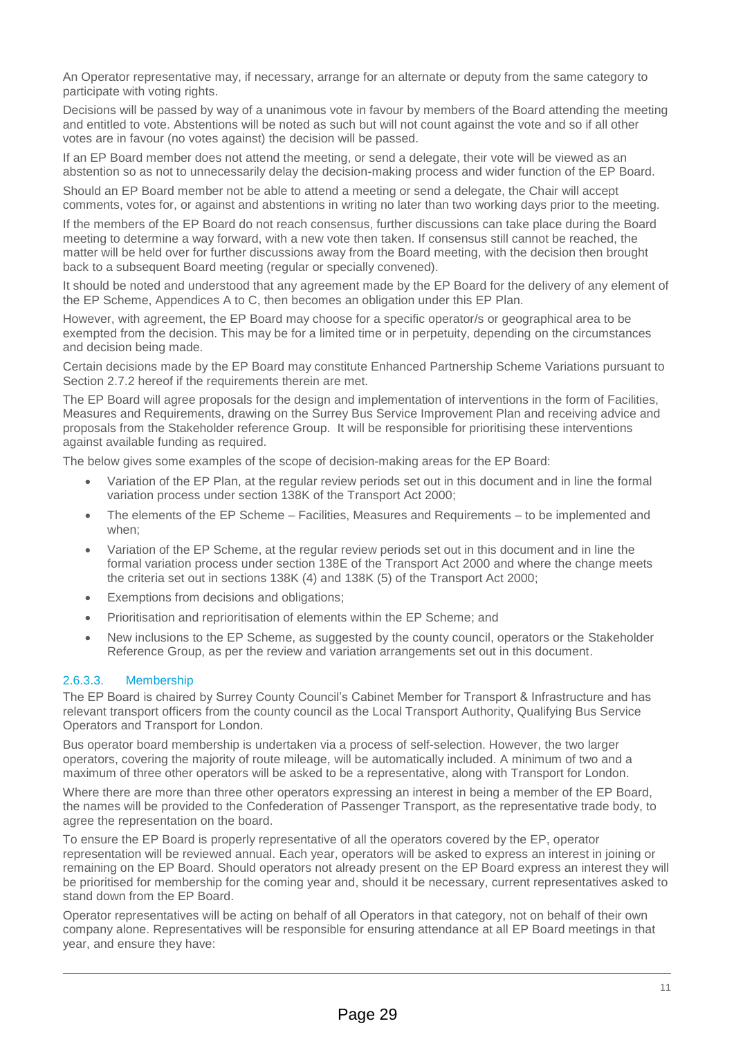An Operator representative may, if necessary, arrange for an alternate or deputy from the same category to participate with voting rights.

Decisions will be passed by way of a unanimous vote in favour by members of the Board attending the meeting and entitled to vote. Abstentions will be noted as such but will not count against the vote and so if all other votes are in favour (no votes against) the decision will be passed.

If an EP Board member does not attend the meeting, or send a delegate, their vote will be viewed as an abstention so as not to unnecessarily delay the decision-making process and wider function of the EP Board.

Should an EP Board member not be able to attend a meeting or send a delegate, the Chair will accept comments, votes for, or against and abstentions in writing no later than two working days prior to the meeting.

If the members of the EP Board do not reach consensus, further discussions can take place during the Board meeting to determine a way forward, with a new vote then taken. If consensus still cannot be reached, the matter will be held over for further discussions away from the Board meeting, with the decision then brought back to a subsequent Board meeting (regular or specially convened).

It should be noted and understood that any agreement made by the EP Board for the delivery of any element of the EP Scheme, Appendices A to C, then becomes an obligation under this EP Plan.

However, with agreement, the EP Board may choose for a specific operator/s or geographical area to be exempted from the decision. This may be for a limited time or in perpetuity, depending on the circumstances and decision being made.

Certain decisions made by the EP Board may constitute Enhanced Partnership Scheme Variations pursuant to Section 2.7.2 hereof if the requirements therein are met.

The EP Board will agree proposals for the design and implementation of interventions in the form of Facilities, Measures and Requirements, drawing on the Surrey Bus Service Improvement Plan and receiving advice and proposals from the Stakeholder reference Group. It will be responsible for prioritising these interventions against available funding as required.

The below gives some examples of the scope of decision-making areas for the EP Board:

- Variation of the EP Plan, at the regular review periods set out in this document and in line the formal variation process under section 138K of the Transport Act 2000;
- The elements of the EP Scheme – Facilities, Measures and Requirements – to be implemented and when;
- Variation of the EP Scheme, at the regular review periods set out in this document and in line the formal variation process under section 138E of the Transport Act 2000 and where the change meets the criteria set out in sections 138K (4) and 138K (5) of the Transport Act 2000;
- Exemptions from decisions and obligations;
- Prioritisation and reprioritisation of elements within the EP Scheme; and
- New inclusions to the EP Scheme, as suggested by the county council, operators or the Stakeholder Reference Group, as per the review and variation arrangements set out in this document.

#### 2.6.3.3. Membership

The EP Board is chaired by Surrey County Council's Cabinet Member for Transport & Infrastructure and has relevant transport officers from the county council as the Local Transport Authority, Qualifying Bus Service Operators and Transport for London.

Bus operator board membership is undertaken via a process of self-selection. However, the two larger operators, covering the majority of route mileage, will be automatically included. A minimum of two and a maximum of three other operators will be asked to be a representative, along with Transport for London.

Where there are more than three other operators expressing an interest in being a member of the EP Board, the names will be provided to the Confederation of Passenger Transport, as the representative trade body, to agree the representation on the board.

To ensure the EP Board is properly representative of all the operators covered by the EP, operator representation will be reviewed annual. Each year, operators will be asked to express an interest in joining or remaining on the EP Board. Should operators not already present on the EP Board express an interest they will be prioritised for membership for the coming year and, should it be necessary, current representatives asked to stand down from the EP Board.

Operator representatives will be acting on behalf of all Operators in that category, not on behalf of their own company alone. Representatives will be responsible for ensuring attendance at all EP Board meetings in that year, and ensure they have: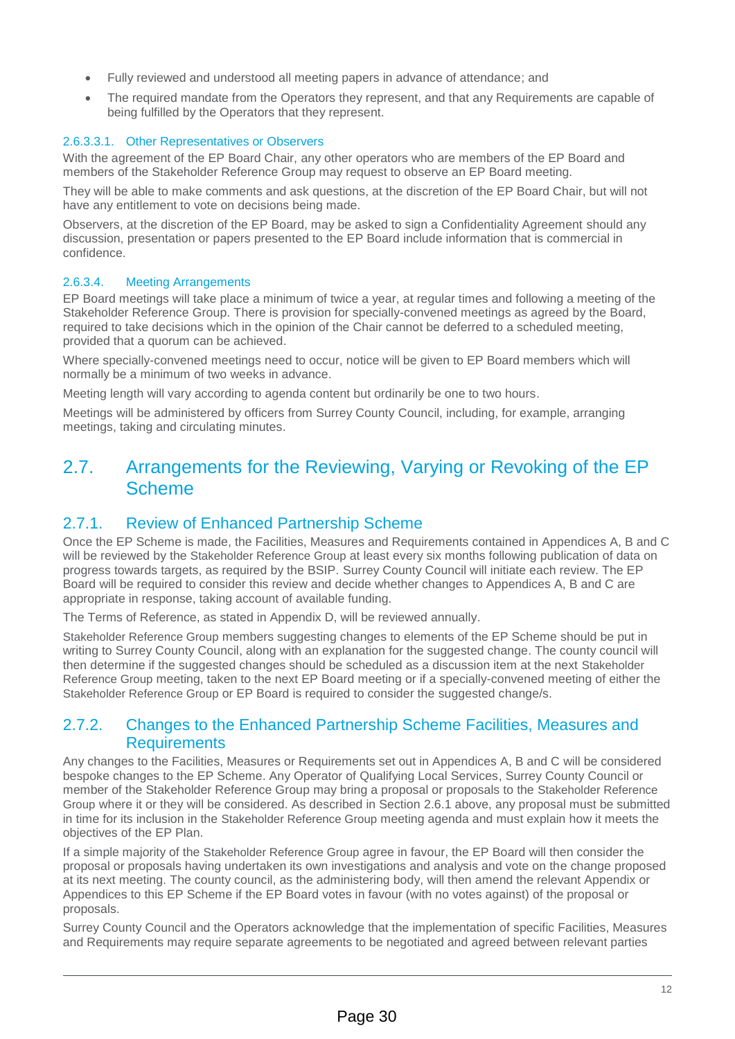- Fully reviewed and understood all meeting papers in advance of attendance; and
- The required mandate from the Operators they represent, and that any Requirements are capable of being fulfilled by the Operators that they represent.

#### 2.6.3.3.1. Other Representatives or Observers

With the agreement of the EP Board Chair, any other operators who are members of the EP Board and members of the Stakeholder Reference Group may request to observe an EP Board meeting.

They will be able to make comments and ask questions, at the discretion of the EP Board Chair, but will not have any entitlement to vote on decisions being made.

Observers, at the discretion of the EP Board, may be asked to sign a Confidentiality Agreement should any discussion, presentation or papers presented to the EP Board include information that is commercial in confidence.

#### 2.6.3.4. Meeting Arrangements

EP Board meetings will take place a minimum of twice a year, at regular times and following a meeting of the Stakeholder Reference Group. There is provision for specially-convened meetings as agreed by the Board, required to take decisions which in the opinion of the Chair cannot be deferred to a scheduled meeting, provided that a quorum can be achieved.

Where specially-convened meetings need to occur, notice will be given to EP Board members which will normally be a minimum of two weeks in advance.

Meeting length will vary according to agenda content but ordinarily be one to two hours.

Meetings will be administered by officers from Surrey County Council, including, for example, arranging meetings, taking and circulating minutes.

## 2.7. Arrangements for the Reviewing, Varying or Revoking of the EP Scheme

### 2.7.1. Review of Enhanced Partnership Scheme

Once the EP Scheme is made, the Facilities, Measures and Requirements contained in Appendices A, B and C will be reviewed by the Stakeholder Reference Group at least every six months following publication of data on progress towards targets, as required by the BSIP. Surrey County Council will initiate each review. The EP Board will be required to consider this review and decide whether changes to Appendices A, B and C are appropriate in response, taking account of available funding.

The Terms of Reference, as stated in Appendix D, will be reviewed annually.

Stakeholder Reference Group members suggesting changes to elements of the EP Scheme should be put in writing to Surrey County Council, along with an explanation for the suggested change. The county council will then determine if the suggested changes should be scheduled as a discussion item at the next Stakeholder Reference Group meeting, taken to the next EP Board meeting or if a specially-convened meeting of either the Stakeholder Reference Group or EP Board is required to consider the suggested change/s.

### 2.7.2. Changes to the Enhanced Partnership Scheme Facilities, Measures and Requirements

Any changes to the Facilities, Measures or Requirements set out in Appendices A, B and C will be considered bespoke changes to the EP Scheme. Any Operator of Qualifying Local Services, Surrey County Council or member of the Stakeholder Reference Group may bring a proposal or proposals to the Stakeholder Reference Group where it or they will be considered. As described in Section 2.6.1 above, any proposal must be submitted in time for its inclusion in the Stakeholder Reference Group meeting agenda and must explain how it meets the objectives of the EP Plan.

If a simple majority of the Stakeholder Reference Group agree in favour, the EP Board will then consider the proposal or proposals having undertaken its own investigations and analysis and vote on the change proposed at its next meeting. The county council, as the administering body, will then amend the relevant Appendix or Appendices to this EP Scheme if the EP Board votes in favour (with no votes against) of the proposal or proposals.

Surrey County Council and the Operators acknowledge that the implementation of specific Facilities, Measures and Requirements may require separate agreements to be negotiated and agreed between relevant parties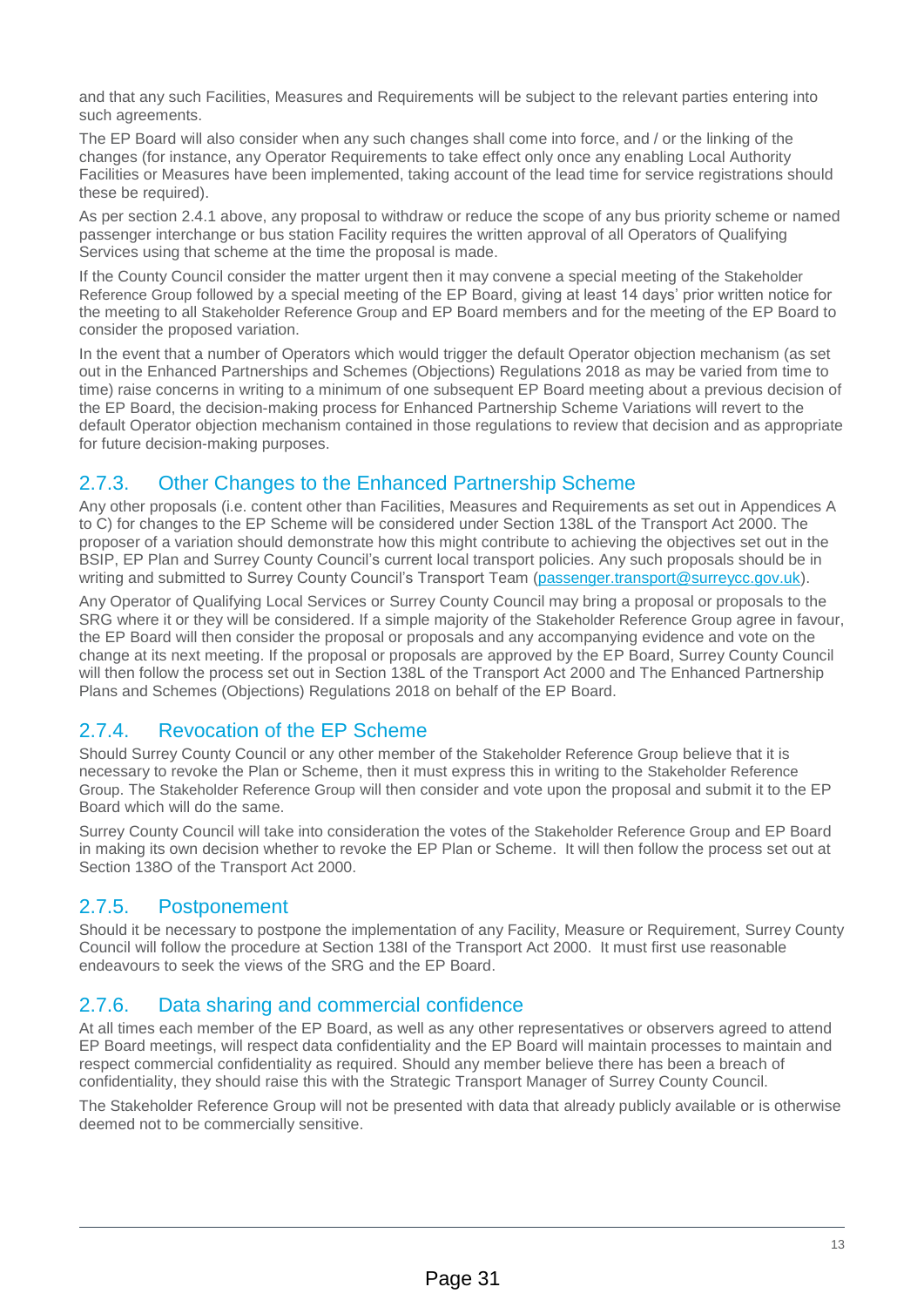and that any such Facilities, Measures and Requirements will be subject to the relevant parties entering into such agreements.

The EP Board will also consider when any such changes shall come into force, and / or the linking of the changes (for instance, any Operator Requirements to take effect only once any enabling Local Authority Facilities or Measures have been implemented, taking account of the lead time for service registrations should these be required).

As per section 2.4.1 above, any proposal to withdraw or reduce the scope of any bus priority scheme or named passenger interchange or bus station Facility requires the written approval of all Operators of Qualifying Services using that scheme at the time the proposal is made.

If the County Council consider the matter urgent then it may convene a special meeting of the Stakeholder Reference Group followed by a special meeting of the EP Board, giving at least 14 days' prior written notice for the meeting to all Stakeholder Reference Group and EP Board members and for the meeting of the EP Board to consider the proposed variation.

In the event that a number of Operators which would trigger the default Operator objection mechanism (as set out in the Enhanced Partnerships and Schemes (Objections) Regulations 2018 as may be varied from time to time) raise concerns in writing to a minimum of one subsequent EP Board meeting about a previous decision of the EP Board, the decision-making process for Enhanced Partnership Scheme Variations will revert to the default Operator objection mechanism contained in those regulations to review that decision and as appropriate for future decision-making purposes.

### 2.7.3. Other Changes to the Enhanced Partnership Scheme

Any other proposals (i.e. content other than Facilities, Measures and Requirements as set out in Appendices A to C) for changes to the EP Scheme will be considered under Section 138L of the Transport Act 2000. The proposer of a variation should demonstrate how this might contribute to achieving the objectives set out in the BSIP, EP Plan and Surrey County Council's current local transport policies. Any such proposals should be in writing and submitted to Surrey County Council's Transport Team (passenger.transport@surreycc.gov.uk).

Any Operator of Qualifying Local Services or Surrey County Council may bring a proposal or proposals to the SRG where it or they will be considered. If a simple majority of the Stakeholder Reference Group agree in favour, the EP Board will then consider the proposal or proposals and any accompanying evidence and vote on the change at its next meeting. If the proposal or proposals are approved by the EP Board, Surrey County Council will then follow the process set out in Section 138L of the Transport Act 2000 and The Enhanced Partnership Plans and Schemes (Objections) Regulations 2018 on behalf of the EP Board.

### 2.7.4. Revocation of the EP Scheme

Should Surrey County Council or any other member of the Stakeholder Reference Group believe that it is necessary to revoke the Plan or Scheme, then it must express this in writing to the Stakeholder Reference Group. The Stakeholder Reference Group will then consider and vote upon the proposal and submit it to the EP Board which will do the same.

Surrey County Council will take into consideration the votes of the Stakeholder Reference Group and EP Board in making its own decision whether to revoke the EP Plan or Scheme. It will then follow the process set out at Section 138O of the Transport Act 2000.

### 2.7.5. Postponement

Should it be necessary to postpone the implementation of any Facility, Measure or Requirement, Surrey County Council will follow the procedure at Section 138I of the Transport Act 2000. It must first use reasonable endeavours to seek the views of the SRG and the EP Board.

### 2.7.6. Data sharing and commercial confidence

At all times each member of the EP Board, as well as any other representatives or observers agreed to attend EP Board meetings, will respect data confidentiality and the EP Board will maintain processes to maintain and respect commercial confidentiality as required. Should any member believe there has been a breach of confidentiality, they should raise this with the Strategic Transport Manager of Surrey County Council.

The Stakeholder Reference Group will not be presented with data that already publicly available or is otherwise deemed not to be commercially sensitive.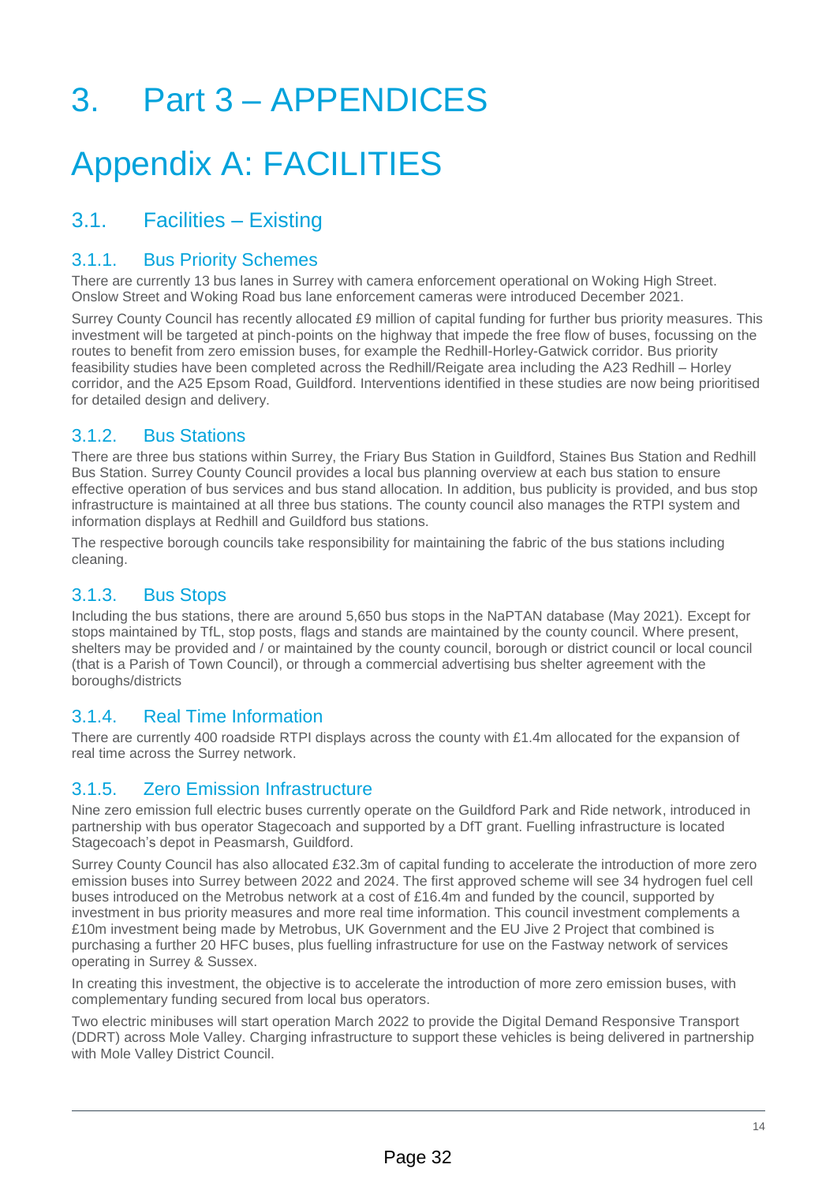# 3. Part 3 – APPENDICES

# Appendix A: FACILITIES

## 3.1. Facilities – Existing

### 3.1.1. Bus Priority Schemes

There are currently 13 bus lanes in Surrey with camera enforcement operational on Woking High Street. Onslow Street and Woking Road bus lane enforcement cameras were introduced December 2021.

Surrey County Council has recently allocated £9 million of capital funding for further bus priority measures. This investment will be targeted at pinch-points on the highway that impede the free flow of buses, focussing on the routes to benefit from zero emission buses, for example the Redhill-Horley-Gatwick corridor. Bus priority feasibility studies have been completed across the Redhill/Reigate area including the A23 Redhill – Horley corridor, and the A25 Epsom Road, Guildford. Interventions identified in these studies are now being prioritised for detailed design and delivery.

### 3.1.2. Bus Stations

There are three bus stations within Surrey, the Friary Bus Station in Guildford, Staines Bus Station and Redhill Bus Station. Surrey County Council provides a local bus planning overview at each bus station to ensure effective operation of bus services and bus stand allocation. In addition, bus publicity is provided, and bus stop infrastructure is maintained at all three bus stations. The county council also manages the RTPI system and information displays at Redhill and Guildford bus stations.

The respective borough councils take responsibility for maintaining the fabric of the bus stations including cleaning.

### 3.1.3. Bus Stops

Including the bus stations, there are around 5,650 bus stops in the NaPTAN database (May 2021). Except for stops maintained by TfL, stop posts, flags and stands are maintained by the county council. Where present, shelters may be provided and / or maintained by the county council, borough or district council or local council (that is a Parish of Town Council), or through a commercial advertising bus shelter agreement with the boroughs/districts

### 3.1.4. Real Time Information

There are currently 400 roadside RTPI displays across the county with £1.4m allocated for the expansion of real time across the Surrey network.

### 3.1.5. Zero Emission Infrastructure

Nine zero emission full electric buses currently operate on the Guildford Park and Ride network, introduced in partnership with bus operator Stagecoach and supported by a DfT grant. Fuelling infrastructure is located Stagecoach's depot in Peasmarsh, Guildford.

Surrey County Council has also allocated £32.3m of capital funding to accelerate the introduction of more zero emission buses into Surrey between 2022 and 2024. The first approved scheme will see 34 hydrogen fuel cell buses introduced on the Metrobus network at a cost of £16.4m and funded by the council, supported by investment in bus priority measures and more real time information. This council investment complements a £10m investment being made by Metrobus, UK Government and the EU Jive 2 Project that combined is purchasing a further 20 HFC buses, plus fuelling infrastructure for use on the Fastway network of services operating in Surrey & Sussex.

In creating this investment, the objective is to accelerate the introduction of more zero emission buses, with complementary funding secured from local bus operators.

Two electric minibuses will start operation March 2022 to provide the Digital Demand Responsive Transport (DDRT) across Mole Valley. Charging infrastructure to support these vehicles is being delivered in partnership with Mole Valley District Council.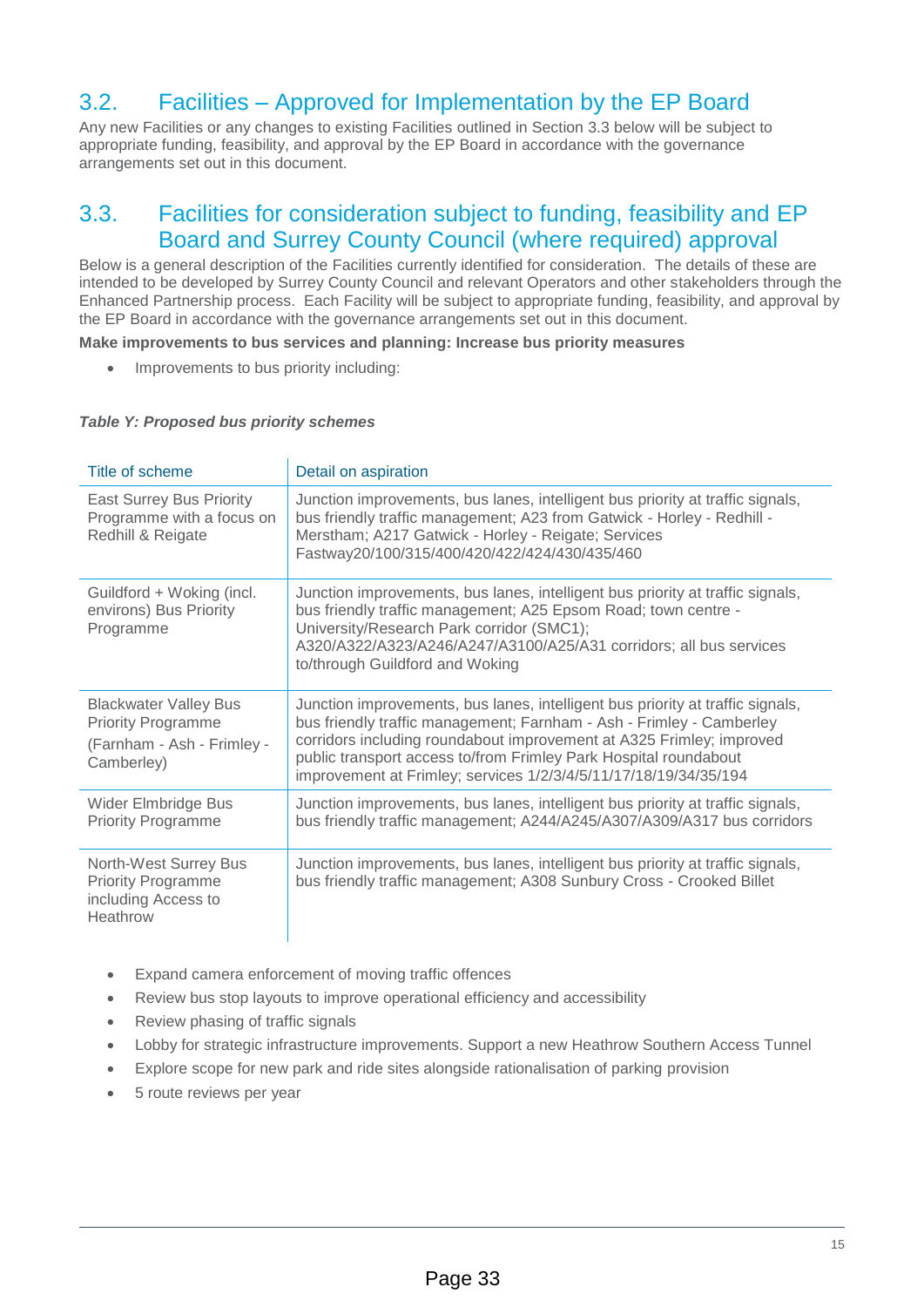## 3.2. Facilities – Approved for Implementation by the EP Board

Any new Facilities or any changes to existing Facilities outlined in Section 3.3 below will be subject to appropriate funding, feasibility, and approval by the EP Board in accordance with the governance arrangements set out in this document.

## 3.3. Facilities for consideration subject to funding, feasibility and EP Board and Surrey County Council (where required) approval

Below is a general description of the Facilities currently identified for consideration. The details of these are intended to be developed by Surrey County Council and relevant Operators and other stakeholders through the Enhanced Partnership process. Each Facility will be subject to appropriate funding, feasibility, and approval by the EP Board in accordance with the governance arrangements set out in this document.

**Make improvements to bus services and planning: Increase bus priority measures**

- Improvements to bus priority including:

***Table Y: Proposed bus priority schemes***

| Title of scheme | Detail on aspiration |
|---|---|
| East Surrey Bus Priority Programme with a focus on Redhill & Reigate | Junction improvements, bus lanes, intelligent bus priority at traffic signals, bus friendly traffic management; A23 from Gatwick - Horley - Redhill - Merstham; A217 Gatwick - Horley - Reigate; Services Fastway20/100/315/400/420/422/424/430/435/460 |
| Guildford + Woking (incl. environs) Bus Priority Programme | Junction improvements, bus lanes, intelligent bus priority at traffic signals, bus friendly traffic management; A25 Epsom Road; town centre - University/Research Park corridor (SMC1); A320/A322/A323/A246/A247/A3100/A25/A31 corridors; all bus services to/through Guildford and Woking |
| Blackwater Valley Bus Priority Programme (Farnham - Ash - Frimley - Camberley) | Junction improvements, bus lanes, intelligent bus priority at traffic signals, bus friendly traffic management; Farnham - Ash - Frimley - Camberley corridors including roundabout improvement at A325 Frimley; improved public transport access to/from Frimley Park Hospital roundabout improvement at Frimley; services 1/2/3/4/5/11/17/18/19/34/35/194 |
| Wider Elmbridge Bus Priority Programme | Junction improvements, bus lanes, intelligent bus priority at traffic signals, bus friendly traffic management; A244/A245/A307/A309/A317 bus corridors |
| North-West Surrey Bus Priority Programme including Access to Heathrow | Junction improvements, bus lanes, intelligent bus priority at traffic signals, bus friendly traffic management; A308 Sunbury Cross - Crooked Billet |

- Expand camera enforcement of moving traffic offences
- Review bus stop layouts to improve operational efficiency and accessibility
- Review phasing of traffic signals
- Lobby for strategic infrastructure improvements. Support a new Heathrow Southern Access Tunnel
- Explore scope for new park and ride sites alongside rationalisation of parking provision
- 5 route reviews per year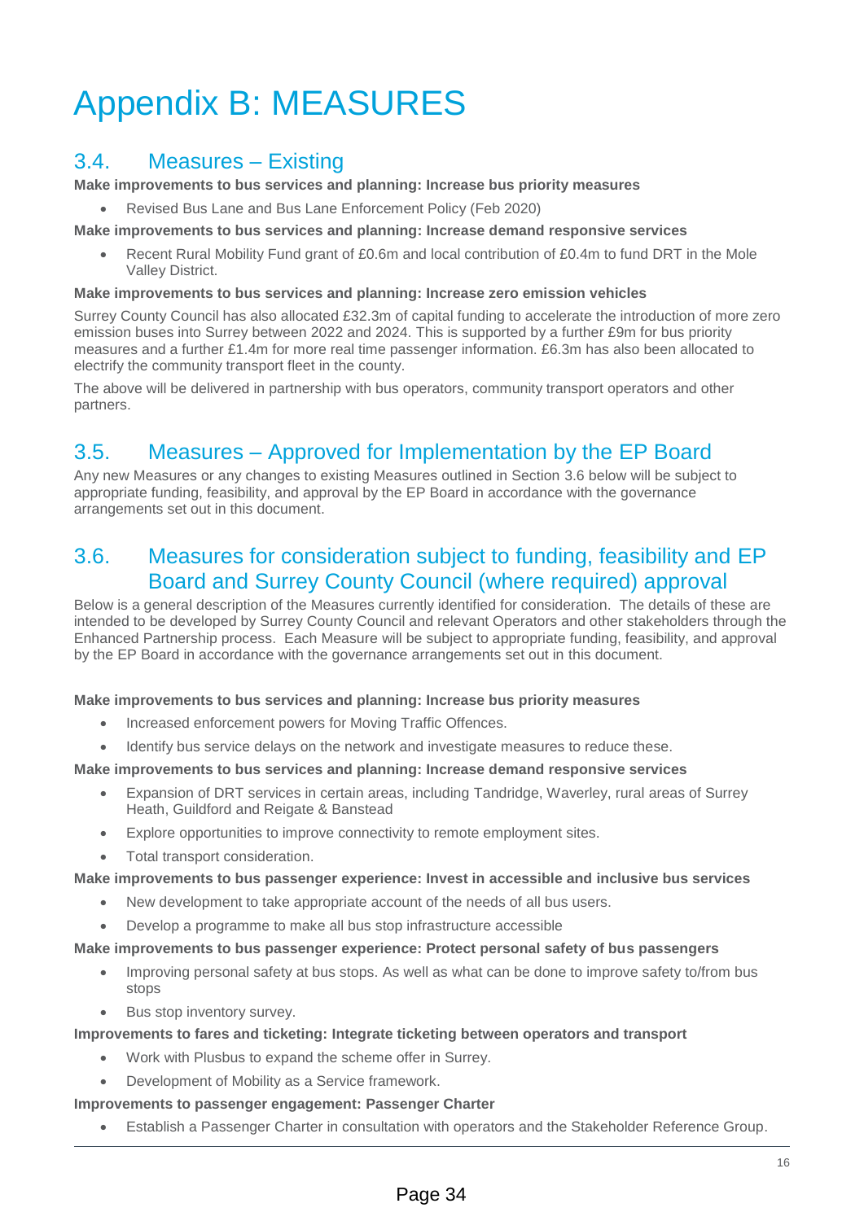# Appendix B: MEASURES

## 3.4. Measures – Existing

**Make improvements to bus services and planning: Increase bus priority measures**

- Revised Bus Lane and Bus Lane Enforcement Policy (Feb 2020)

**Make improvements to bus services and planning: Increase demand responsive services**

- Recent Rural Mobility Fund grant of £0.6m and local contribution of £0.4m to fund DRT in the Mole Valley District.

**Make improvements to bus services and planning: Increase zero emission vehicles**

Surrey County Council has also allocated £32.3m of capital funding to accelerate the introduction of more zero emission buses into Surrey between 2022 and 2024. This is supported by a further £9m for bus priority measures and a further £1.4m for more real time passenger information. £6.3m has also been allocated to electrify the community transport fleet in the county.

The above will be delivered in partnership with bus operators, community transport operators and other partners.

## 3.5. Measures – Approved for Implementation by the EP Board

Any new Measures or any changes to existing Measures outlined in Section 3.6 below will be subject to appropriate funding, feasibility, and approval by the EP Board in accordance with the governance arrangements set out in this document.

## 3.6. Measures for consideration subject to funding, feasibility and EP Board and Surrey County Council (where required) approval

Below is a general description of the Measures currently identified for consideration. The details of these are intended to be developed by Surrey County Council and relevant Operators and other stakeholders through the Enhanced Partnership process. Each Measure will be subject to appropriate funding, feasibility, and approval by the EP Board in accordance with the governance arrangements set out in this document.

**Make improvements to bus services and planning: Increase bus priority measures**

- Increased enforcement powers for Moving Traffic Offences.
- Identify bus service delays on the network and investigate measures to reduce these.

**Make improvements to bus services and planning: Increase demand responsive services**

- Expansion of DRT services in certain areas, including Tandridge, Waverley, rural areas of Surrey Heath, Guildford and Reigate & Banstead
- Explore opportunities to improve connectivity to remote employment sites.
- Total transport consideration.

**Make improvements to bus passenger experience: Invest in accessible and inclusive bus services**

- New development to take appropriate account of the needs of all bus users.
- Develop a programme to make all bus stop infrastructure accessible

**Make improvements to bus passenger experience: Protect personal safety of bus passengers**

- Improving personal safety at bus stops. As well as what can be done to improve safety to/from bus stops
- Bus stop inventory survey.

**Improvements to fares and ticketing: Integrate ticketing between operators and transport**

- Work with Plusbus to expand the scheme offer in Surrey.
- Development of Mobility as a Service framework.

**Improvements to passenger engagement: Passenger Charter**

- Establish a Passenger Charter in consultation with operators and the Stakeholder Reference Group.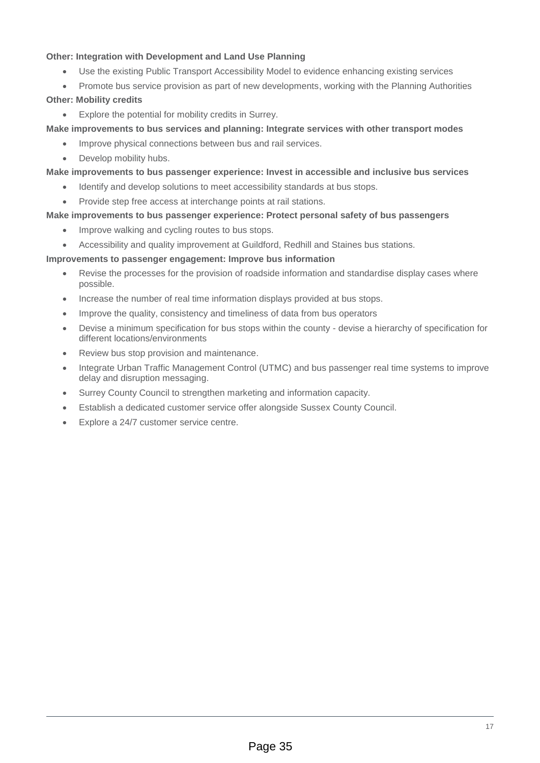**Other: Integration with Development and Land Use Planning**

- Use the existing Public Transport Accessibility Model to evidence enhancing existing services
- Promote bus service provision as part of new developments, working with the Planning Authorities

**Other: Mobility credits**

- Explore the potential for mobility credits in Surrey.

**Make improvements to bus services and planning: Integrate services with other transport modes**

- Improve physical connections between bus and rail services.
- Develop mobility hubs.

**Make improvements to bus passenger experience: Invest in accessible and inclusive bus services**

- Identify and develop solutions to meet accessibility standards at bus stops.
- Provide step free access at interchange points at rail stations.

**Make improvements to bus passenger experience: Protect personal safety of bus passengers**

- Improve walking and cycling routes to bus stops.
- Accessibility and quality improvement at Guildford, Redhill and Staines bus stations.

**Improvements to passenger engagement: Improve bus information**

- Revise the processes for the provision of roadside information and standardise display cases where possible.
- Increase the number of real time information displays provided at bus stops.
- Improve the quality, consistency and timeliness of data from bus operators
- Devise a minimum specification for bus stops within the county - devise a hierarchy of specification for different locations/environments
- Review bus stop provision and maintenance.
- Integrate Urban Traffic Management Control (UTMC) and bus passenger real time systems to improve delay and disruption messaging.
- Surrey County Council to strengthen marketing and information capacity.
- Establish a dedicated customer service offer alongside Sussex County Council.
- Explore a 24/7 customer service centre.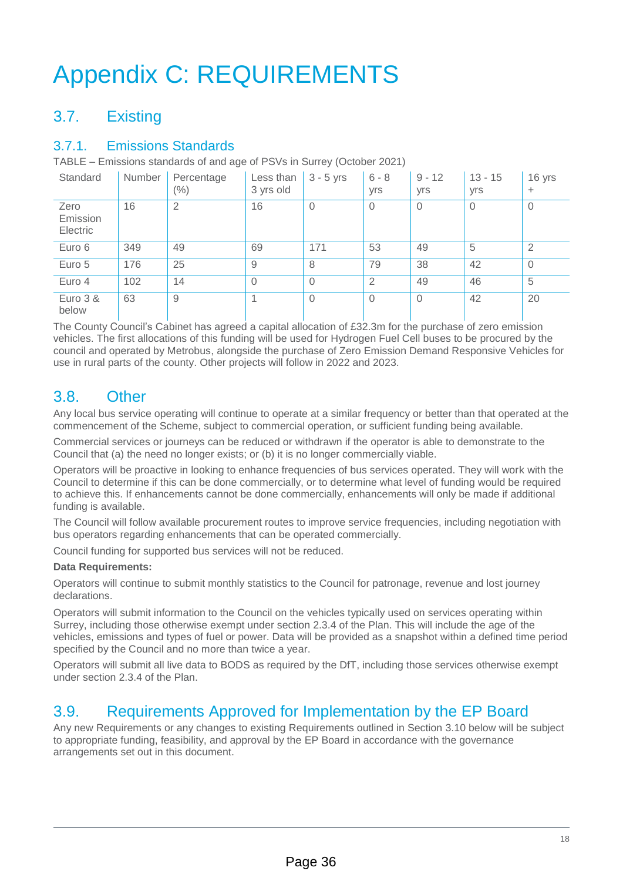# Appendix C: REQUIREMENTS

## 3.7. Existing

### 3.7.1. Emissions Standards

TABLE – Emissions standards of and age of PSVs in Surrey (October 2021)

| Standard | Number | Percentage (%) | Less than 3 yrs old | 3 - 5 yrs | 6 - 8 yrs | 9 - 12 yrs | 13 - 15 yrs | 16 yrs + |
|---|---|---|---|---|---|---|---|---|
| Zero Emission Electric | 16 | 2 | 16 | 0 | 0 | 0 | 0 | 0 |
| Euro 6 | 349 | 49 | 69 | 171 | 53 | 49 | 5 | 2 |
| Euro 5 | 176 | 25 | 9 | 8 | 79 | 38 | 42 | 0 |
| Euro 4 | 102 | 14 | 0 | 0 | 2 | 49 | 46 | 5 |
| Euro 3 & below | 63 | 9 | 1 | 0 | 0 | 0 | 42 | 20 |

The County Council's Cabinet has agreed a capital allocation of £32.3m for the purchase of zero emission vehicles. The first allocations of this funding will be used for Hydrogen Fuel Cell buses to be procured by the council and operated by Metrobus, alongside the purchase of Zero Emission Demand Responsive Vehicles for use in rural parts of the county. Other projects will follow in 2022 and 2023.

## 3.8. Other

Any local bus service operating will continue to operate at a similar frequency or better than that operated at the commencement of the Scheme, subject to commercial operation, or sufficient funding being available.

Commercial services or journeys can be reduced or withdrawn if the operator is able to demonstrate to the Council that (a) the need no longer exists; or (b) it is no longer commercially viable.

Operators will be proactive in looking to enhance frequencies of bus services operated. They will work with the Council to determine if this can be done commercially, or to determine what level of funding would be required to achieve this. If enhancements cannot be done commercially, enhancements will only be made if additional funding is available.

The Council will follow available procurement routes to improve service frequencies, including negotiation with bus operators regarding enhancements that can be operated commercially.

Council funding for supported bus services will not be reduced.

**Data Requirements:**

Operators will continue to submit monthly statistics to the Council for patronage, revenue and lost journey declarations.

Operators will submit information to the Council on the vehicles typically used on services operating within Surrey, including those otherwise exempt under section 2.3.4 of the Plan. This will include the age of the vehicles, emissions and types of fuel or power. Data will be provided as a snapshot within a defined time period specified by the Council and no more than twice a year.

Operators will submit all live data to BODS as required by the DfT, including those services otherwise exempt under section 2.3.4 of the Plan.

## 3.9. Requirements Approved for Implementation by the EP Board

Any new Requirements or any changes to existing Requirements outlined in Section 3.10 below will be subject to appropriate funding, feasibility, and approval by the EP Board in accordance with the governance arrangements set out in this document.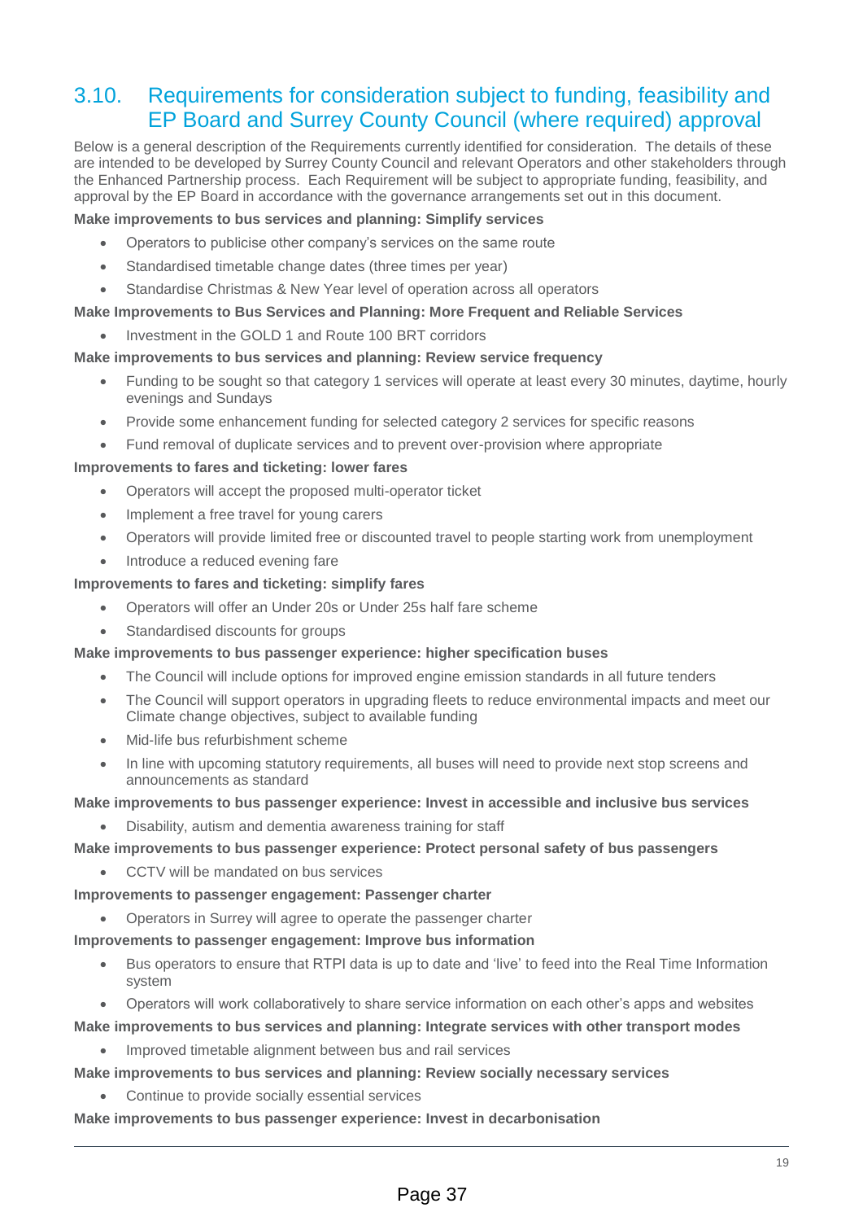## 3.10. Requirements for consideration subject to funding, feasibility and EP Board and Surrey County Council (where required) approval

Below is a general description of the Requirements currently identified for consideration. The details of these are intended to be developed by Surrey County Council and relevant Operators and other stakeholders through the Enhanced Partnership process. Each Requirement will be subject to appropriate funding, feasibility, and approval by the EP Board in accordance with the governance arrangements set out in this document.

**Make improvements to bus services and planning: Simplify services**

- Operators to publicise other company's services on the same route
- Standardised timetable change dates (three times per year)
- Standardise Christmas & New Year level of operation across all operators

**Make Improvements to Bus Services and Planning: More Frequent and Reliable Services**

- Investment in the GOLD 1 and Route 100 BRT corridors

**Make improvements to bus services and planning: Review service frequency**

- Funding to be sought so that category 1 services will operate at least every 30 minutes, daytime, hourly evenings and Sundays
- Provide some enhancement funding for selected category 2 services for specific reasons
- Fund removal of duplicate services and to prevent over-provision where appropriate

**Improvements to fares and ticketing: lower fares**

- Operators will accept the proposed multi-operator ticket
- Implement a free travel for young carers
- Operators will provide limited free or discounted travel to people starting work from unemployment
- Introduce a reduced evening fare

**Improvements to fares and ticketing: simplify fares**

- Operators will offer an Under 20s or Under 25s half fare scheme
- Standardised discounts for groups

**Make improvements to bus passenger experience: higher specification buses**

- The Council will include options for improved engine emission standards in all future tenders
- The Council will support operators in upgrading fleets to reduce environmental impacts and meet our Climate change objectives, subject to available funding
- Mid-life bus refurbishment scheme
- In line with upcoming statutory requirements, all buses will need to provide next stop screens and announcements as standard

**Make improvements to bus passenger experience: Invest in accessible and inclusive bus services**

- Disability, autism and dementia awareness training for staff

**Make improvements to bus passenger experience: Protect personal safety of bus passengers**

- CCTV will be mandated on bus services

**Improvements to passenger engagement: Passenger charter**

- Operators in Surrey will agree to operate the passenger charter

**Improvements to passenger engagement: Improve bus information**

- Bus operators to ensure that RTPI data is up to date and 'live' to feed into the Real Time Information system
- Operators will work collaboratively to share service information on each other's apps and websites

**Make improvements to bus services and planning: Integrate services with other transport modes**

- Improved timetable alignment between bus and rail services

**Make improvements to bus services and planning: Review socially necessary services**

- Continue to provide socially essential services

**Make improvements to bus passenger experience: Invest in decarbonisation**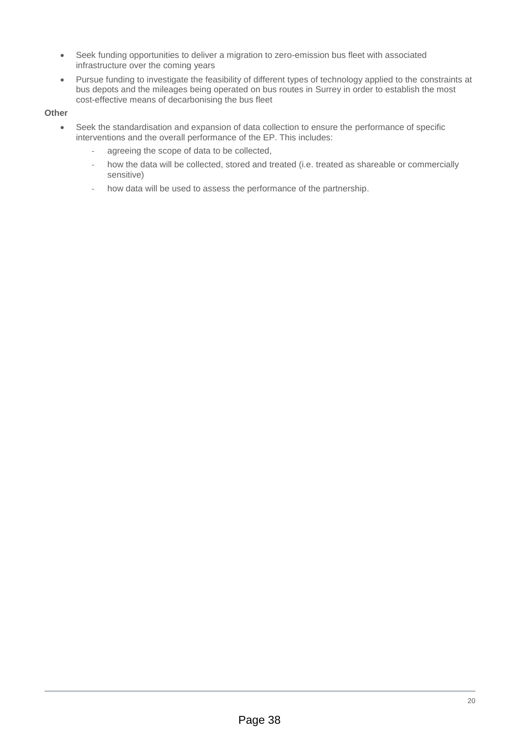- Seek funding opportunities to deliver a migration to zero-emission bus fleet with associated infrastructure over the coming years
- Pursue funding to investigate the feasibility of different types of technology applied to the constraints at bus depots and the mileages being operated on bus routes in Surrey in order to establish the most cost-effective means of decarbonising the bus fleet

**Other**

- Seek the standardisation and expansion of data collection to ensure the performance of specific interventions and the overall performance of the EP. This includes:
    - agreeing the scope of data to be collected,
    - how the data will be collected, stored and treated (i.e. treated as shareable or commercially sensitive)
    - how data will be used to assess the performance of the partnership.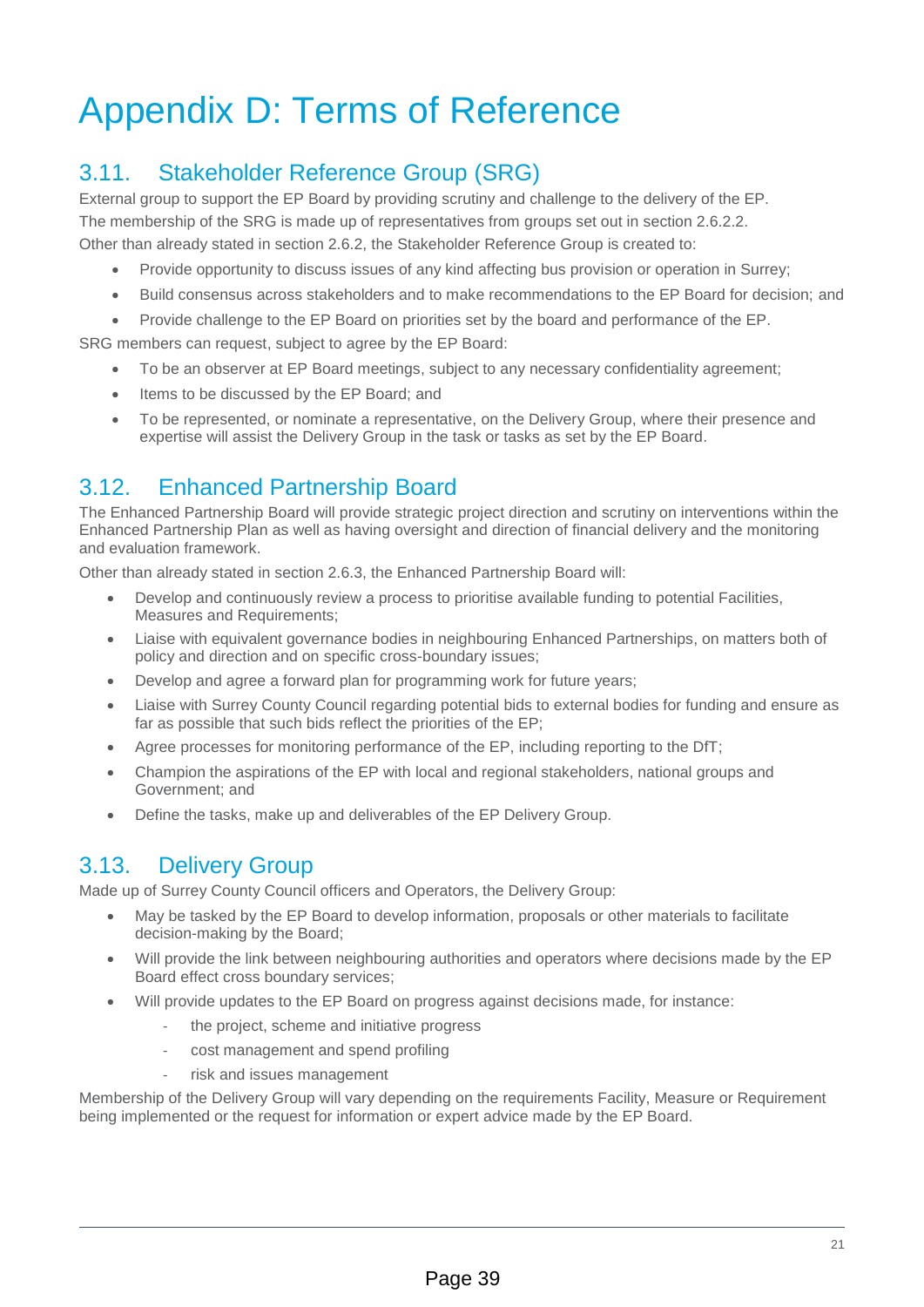# Appendix D: Terms of Reference

## 3.11. Stakeholder Reference Group (SRG)

External group to support the EP Board by providing scrutiny and challenge to the delivery of the EP.

The membership of the SRG is made up of representatives from groups set out in section 2.6.2.2.

Other than already stated in section 2.6.2, the Stakeholder Reference Group is created to:

- Provide opportunity to discuss issues of any kind affecting bus provision or operation in Surrey;
- Build consensus across stakeholders and to make recommendations to the EP Board for decision; and
- Provide challenge to the EP Board on priorities set by the board and performance of the EP.

SRG members can request, subject to agree by the EP Board:

- To be an observer at EP Board meetings, subject to any necessary confidentiality agreement;
- Items to be discussed by the EP Board; and
- To be represented, or nominate a representative, on the Delivery Group, where their presence and expertise will assist the Delivery Group in the task or tasks as set by the EP Board.

## 3.12. Enhanced Partnership Board

The Enhanced Partnership Board will provide strategic project direction and scrutiny on interventions within the Enhanced Partnership Plan as well as having oversight and direction of financial delivery and the monitoring and evaluation framework.

Other than already stated in section 2.6.3, the Enhanced Partnership Board will:

- Develop and continuously review a process to prioritise available funding to potential Facilities, Measures and Requirements;
- Liaise with equivalent governance bodies in neighbouring Enhanced Partnerships, on matters both of policy and direction and on specific cross-boundary issues;
- Develop and agree a forward plan for programming work for future years;
- Liaise with Surrey County Council regarding potential bids to external bodies for funding and ensure as far as possible that such bids reflect the priorities of the EP;
- Agree processes for monitoring performance of the EP, including reporting to the DfT;
- Champion the aspirations of the EP with local and regional stakeholders, national groups and Government; and
- Define the tasks, make up and deliverables of the EP Delivery Group.

## 3.13. Delivery Group

Made up of Surrey County Council officers and Operators, the Delivery Group:

- May be tasked by the EP Board to develop information, proposals or other materials to facilitate decision-making by the Board;
- Will provide the link between neighbouring authorities and operators where decisions made by the EP Board effect cross boundary services;
- Will provide updates to the EP Board on progress against decisions made, for instance:
  - the project, scheme and initiative progress
  - cost management and spend profiling
  - risk and issues management

Membership of the Delivery Group will vary depending on the requirements Facility, Measure or Requirement being implemented or the request for information or expert advice made by the EP Board.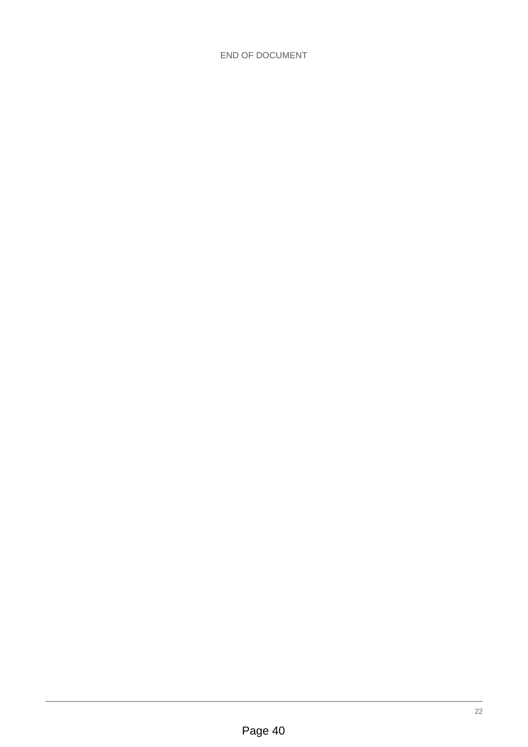END OF DOCUMENT